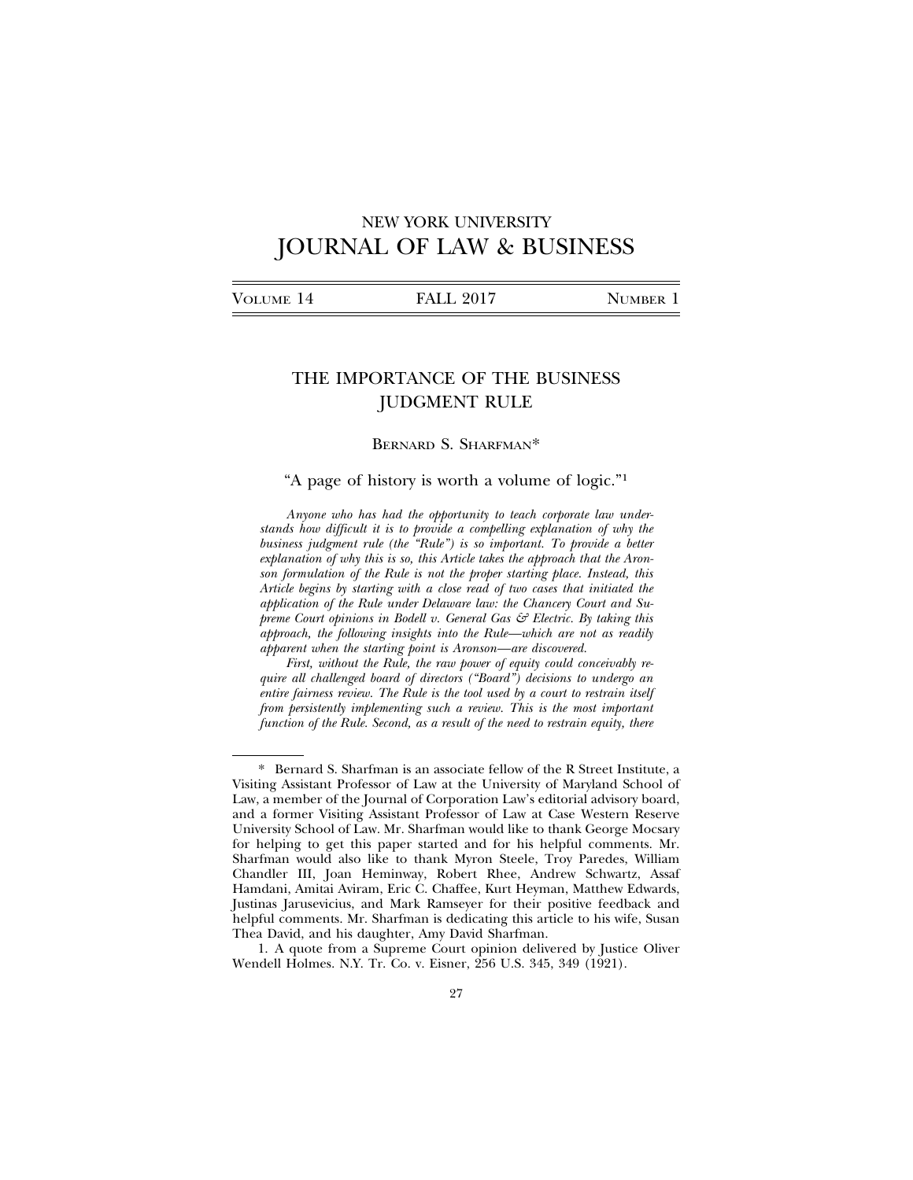# NEW YORK UNIVERSITY JOURNAL OF LAW & BUSINESS

VOLUME 14 — FALL 2017 — NUMBER 1

## THE IMPORTANCE OF THE BUSINESS JUDGMENT RULE

BERNARD S. SHARFMAN*

"A page of history is worth a volume of logic."[1]

*Anyone who has had the opportunity to teach corporate law understands how difficult it is to provide a compelling explanation of why the business judgment rule (the "Rule") is so important. To provide a better explanation of why this is so, this Article takes the approach that the Aronson formulation of the Rule is not the proper starting place. Instead, this Article begins by starting with a close read of two cases that initiated the application of the Rule under Delaware law: the Chancery Court and Supreme Court opinions in Bodell v. General Gas & Electric. By taking this approach, the following insights into the Rule—which are not as readily apparent when the starting point is Aronson—are discovered.*

*First, without the Rule, the raw power of equity could conceivably require all challenged board of directors ("Board") decisions to undergo an entire fairness review. The Rule is the tool used by a court to restrain itself from persistently implementing such a review. This is the most important function of the Rule. Second, as a result of the need to restrain equity, there*

---

\* Bernard S. Sharfman is an associate fellow of the R Street Institute, a Visiting Assistant Professor of Law at the University of Maryland School of Law, a member of the Journal of Corporation Law's editorial advisory board, and a former Visiting Assistant Professor of Law at Case Western Reserve University School of Law. Mr. Sharfman would like to thank George Mocsary for helping to get this paper started and for his helpful comments. Mr. Sharfman would also like to thank Myron Steele, Troy Paredes, William Chandler III, Joan Heminway, Robert Rhee, Andrew Schwartz, Assaf Hamdani, Amitai Aviram, Eric C. Chaffee, Kurt Heyman, Matthew Edwards, Justinas Jarusevicius, and Mark Ramseyer for their positive feedback and helpful comments. Mr. Sharfman is dedicating this article to his wife, Susan Thea David, and his daughter, Amy David Sharfman.

1. A quote from a Supreme Court opinion delivered by Justice Oliver Wendell Holmes. N.Y. Tr. Co. v. Eisner, 256 U.S. 345, 349 (1921).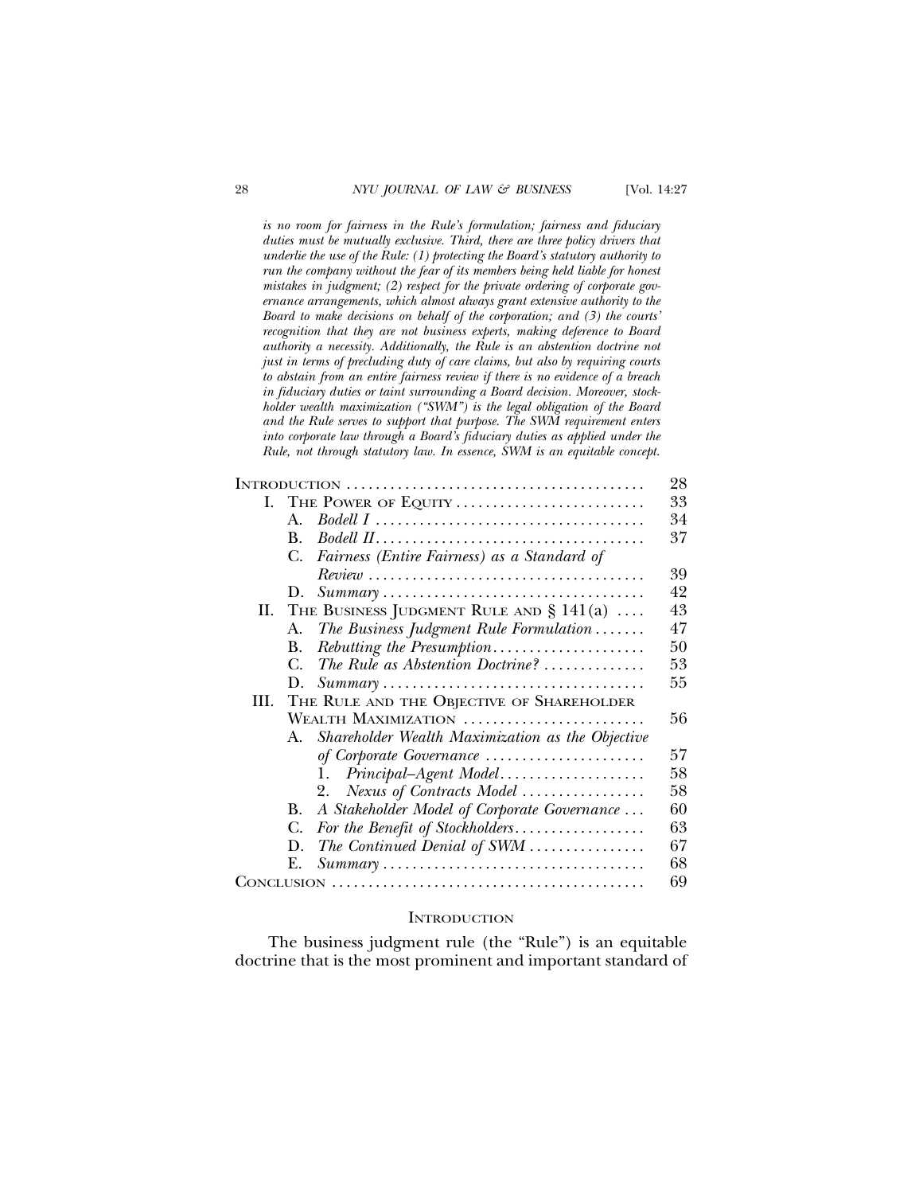*is no room for fairness in the Rule's formulation; fairness and fiduciary duties must be mutually exclusive. Third, there are three policy drivers that underlie the use of the Rule: (1) protecting the Board's statutory authority to run the company without the fear of its members being held liable for honest mistakes in judgment; (2) respect for the private ordering of corporate governance arrangements, which almost always grant extensive authority to the Board to make decisions on behalf of the corporation; and (3) the courts' recognition that they are not business experts, making deference to Board authority a necessity. Additionally, the Rule is an abstention doctrine not just in terms of precluding duty of care claims, but also by requiring courts to abstain from an entire fairness review if there is no evidence of a breach in fiduciary duties or taint surrounding a Board decision. Moreover, stockholder wealth maximization ("SWM") is the legal obligation of the Board and the Rule serves to support that purpose. The SWM requirement enters into corporate law through a Board's fiduciary duties as applied under the Rule, not through statutory law. In essence, SWM is an equitable concept.*

| | Page |
|---|---|
| INTRODUCTION | 28 |
| I. THE POWER OF EQUITY | 33 |
| A. *Bodell I* | 34 |
| B. *Bodell II* | 37 |
| C. *Fairness (Entire Fairness) as a Standard of Review* | 39 |
| D. *Summary* | 42 |
| II. THE BUSINESS JUDGMENT RULE AND § 141(a) | 43 |
| A. *The Business Judgment Rule Formulation* | 47 |
| B. *Rebutting the Presumption* | 50 |
| C. *The Rule as Abstention Doctrine?* | 53 |
| D. *Summary* | 55 |
| III. THE RULE AND THE OBJECTIVE OF SHAREHOLDER WEALTH MAXIMIZATION | 56 |
| A. *Shareholder Wealth Maximization as the Objective of Corporate Governance* | 57 |
| 1. *Principal–Agent Model* | 58 |
| 2. *Nexus of Contracts Model* | 58 |
| B. *A Stakeholder Model of Corporate Governance* | 60 |
| C. *For the Benefit of Stockholders* | 63 |
| D. *The Continued Denial of SWM* | 67 |
| E. *Summary* | 68 |
| CONCLUSION | 69 |

## INTRODUCTION

The business judgment rule (the "Rule") is an equitable doctrine that is the most prominent and important standard of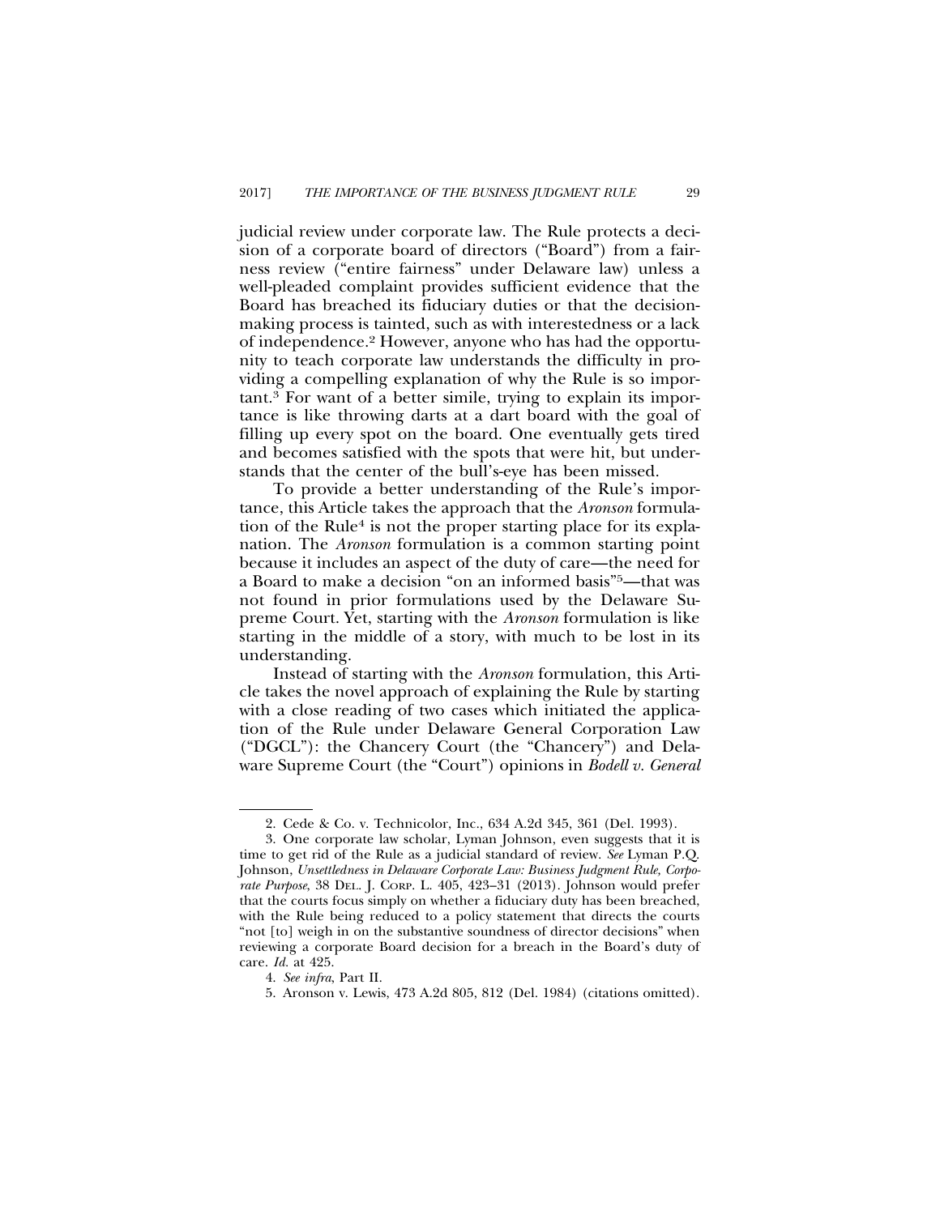judicial review under corporate law. The Rule protects a decision of a corporate board of directors ("Board") from a fairness review ("entire fairness" under Delaware law) unless a well-pleaded complaint provides sufficient evidence that the Board has breached its fiduciary duties or that the decision-making process is tainted, such as with interestedness or a lack of independence.[2] However, anyone who has had the opportunity to teach corporate law understands the difficulty in providing a compelling explanation of why the Rule is so important.[3] For want of a better simile, trying to explain its importance is like throwing darts at a dart board with the goal of filling up every spot on the board. One eventually gets tired and becomes satisfied with the spots that were hit, but understands that the center of the bull's-eye has been missed.

To provide a better understanding of the Rule's importance, this Article takes the approach that the *Aronson* formulation of the Rule[4] is not the proper starting place for its explanation. The *Aronson* formulation is a common starting point because it includes an aspect of the duty of care—the need for a Board to make a decision "on an informed basis"[5]—that was not found in prior formulations used by the Delaware Supreme Court. Yet, starting with the *Aronson* formulation is like starting in the middle of a story, with much to be lost in its understanding.

Instead of starting with the *Aronson* formulation, this Article takes the novel approach of explaining the Rule by starting with a close reading of two cases which initiated the application of the Rule under Delaware General Corporation Law ("DGCL"): the Chancery Court (the "Chancery") and Delaware Supreme Court (the "Court") opinions in *Bodell v. General*

---

2. Cede & Co. v. Technicolor, Inc., 634 A.2d 345, 361 (Del. 1993).

3. One corporate law scholar, Lyman Johnson, even suggests that it is time to get rid of the Rule as a judicial standard of review. *See* Lyman P.Q. Johnson, *Unsettledness in Delaware Corporate Law: Business Judgment Rule, Corporate Purpose*, 38 DEL. J. CORP. L. 405, 423–31 (2013). Johnson would prefer that the courts focus simply on whether a fiduciary duty has been breached, with the Rule being reduced to a policy statement that directs the courts "not [to] weigh in on the substantive soundness of director decisions" when reviewing a corporate Board decision for a breach in the Board's duty of care. *Id.* at 425.

4. *See infra*, Part II.

5. Aronson v. Lewis, 473 A.2d 805, 812 (Del. 1984) (citations omitted).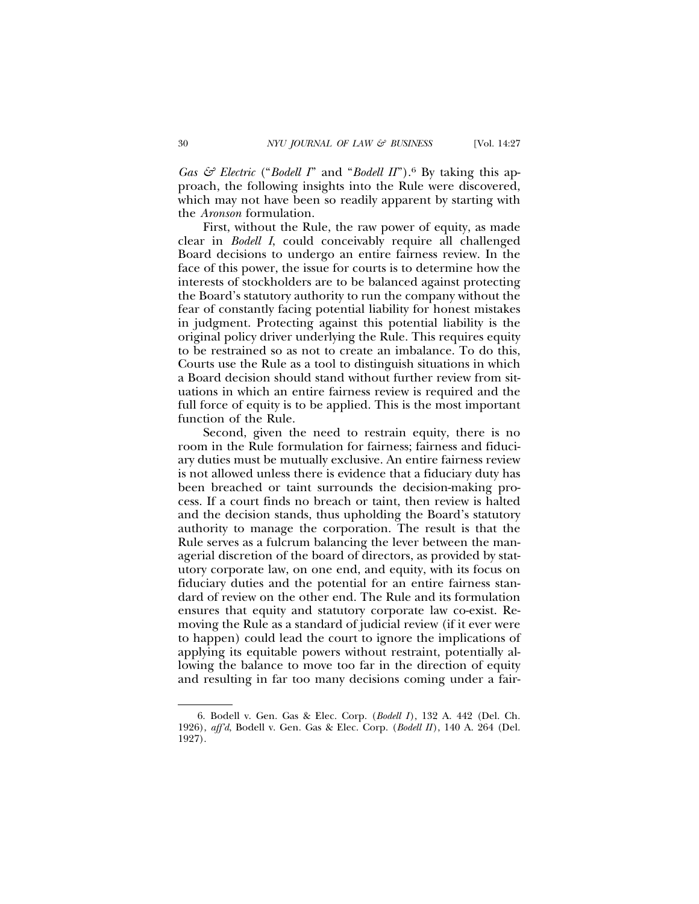*Gas & Electric* ("*Bodell I*" and "*Bodell II*").[6] By taking this approach, the following insights into the Rule were discovered, which may not have been so readily apparent by starting with the *Aronson* formulation.

First, without the Rule, the raw power of equity, as made clear in *Bodell I*, could conceivably require all challenged Board decisions to undergo an entire fairness review. In the face of this power, the issue for courts is to determine how the interests of stockholders are to be balanced against protecting the Board's statutory authority to run the company without the fear of constantly facing potential liability for honest mistakes in judgment. Protecting against this potential liability is the original policy driver underlying the Rule. This requires equity to be restrained so as not to create an imbalance. To do this, Courts use the Rule as a tool to distinguish situations in which a Board decision should stand without further review from situations in which an entire fairness review is required and the full force of equity is to be applied. This is the most important function of the Rule.

Second, given the need to restrain equity, there is no room in the Rule formulation for fairness; fairness and fiduciary duties must be mutually exclusive. An entire fairness review is not allowed unless there is evidence that a fiduciary duty has been breached or taint surrounds the decision-making process. If a court finds no breach or taint, then review is halted and the decision stands, thus upholding the Board's statutory authority to manage the corporation. The result is that the Rule serves as a fulcrum balancing the lever between the managerial discretion of the board of directors, as provided by statutory corporate law, on one end, and equity, with its focus on fiduciary duties and the potential for an entire fairness standard of review on the other end. The Rule and its formulation ensures that equity and statutory corporate law co-exist. Removing the Rule as a standard of judicial review (if it ever were to happen) could lead the court to ignore the implications of applying its equitable powers without restraint, potentially allowing the balance to move too far in the direction of equity and resulting in far too many decisions coming under a fair-

6. Bodell v. Gen. Gas & Elec. Corp. (*Bodell I*), 132 A. 442 (Del. Ch. 1926), *aff'd*, Bodell v. Gen. Gas & Elec. Corp. (*Bodell II*), 140 A. 264 (Del. 1927).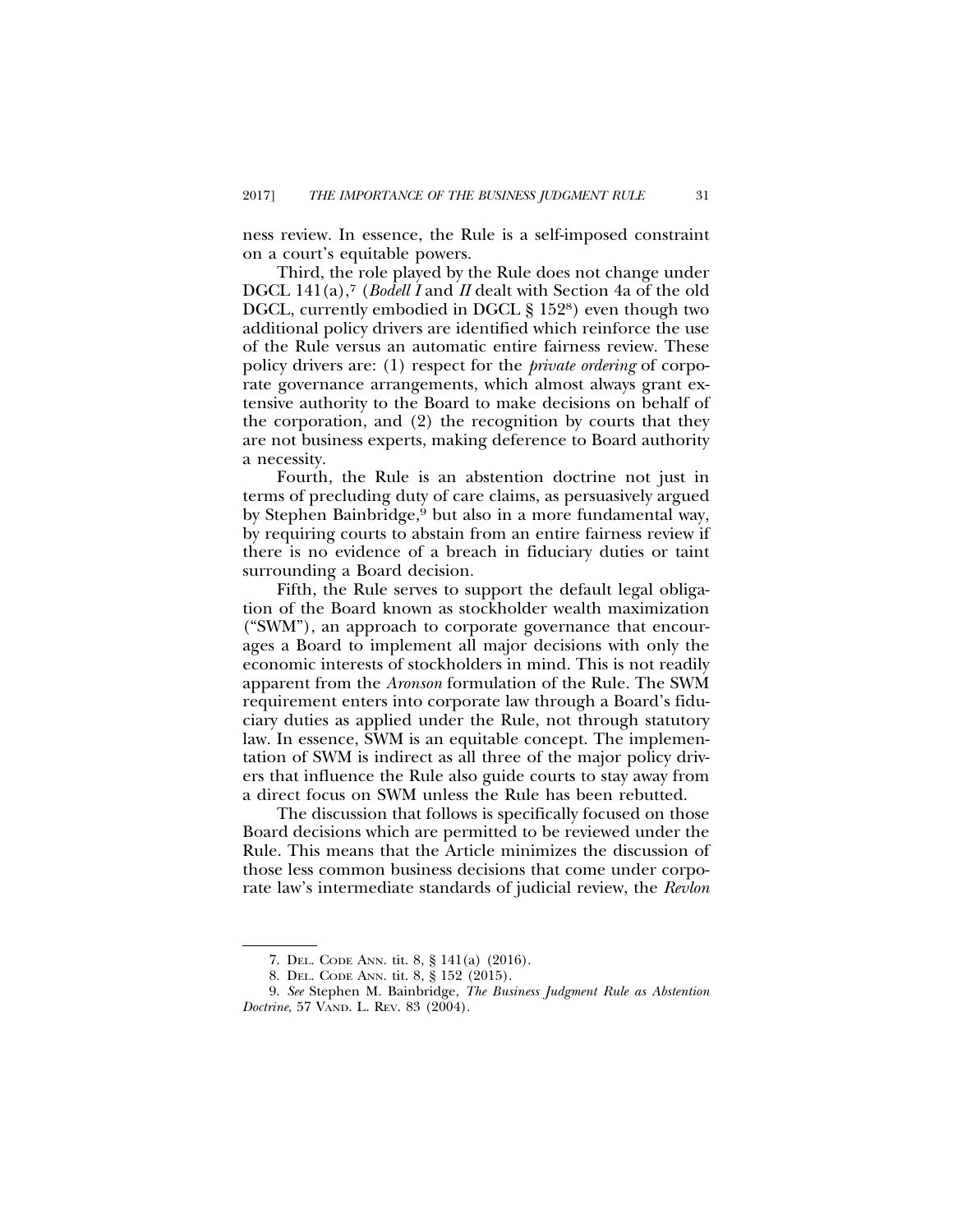ness review. In essence, the Rule is a self-imposed constraint on a court's equitable powers.

Third, the role played by the Rule does not change under DGCL 141(a),[7] (*Bodell I* and *II* dealt with Section 4a of the old DGCL, currently embodied in DGCL § 152[8]) even though two additional policy drivers are identified which reinforce the use of the Rule versus an automatic entire fairness review. These policy drivers are: (1) respect for the *private ordering* of corporate governance arrangements, which almost always grant extensive authority to the Board to make decisions on behalf of the corporation, and (2) the recognition by courts that they are not business experts, making deference to Board authority a necessity.

Fourth, the Rule is an abstention doctrine not just in terms of precluding duty of care claims, as persuasively argued by Stephen Bainbridge,[9] but also in a more fundamental way, by requiring courts to abstain from an entire fairness review if there is no evidence of a breach in fiduciary duties or taint surrounding a Board decision.

Fifth, the Rule serves to support the default legal obligation of the Board known as stockholder wealth maximization ("SWM"), an approach to corporate governance that encourages a Board to implement all major decisions with only the economic interests of stockholders in mind. This is not readily apparent from the *Aronson* formulation of the Rule. The SWM requirement enters into corporate law through a Board's fiduciary duties as applied under the Rule, not through statutory law. In essence, SWM is an equitable concept. The implementation of SWM is indirect as all three of the major policy drivers that influence the Rule also guide courts to stay away from a direct focus on SWM unless the Rule has been rebutted.

The discussion that follows is specifically focused on those Board decisions which are permitted to be reviewed under the Rule. This means that the Article minimizes the discussion of those less common business decisions that come under corporate law's intermediate standards of judicial review, the *Revlon*

---

7. Del. Code Ann. tit. 8, § 141(a) (2016).

8. Del. Code Ann. tit. 8, § 152 (2015).

9. *See* Stephen M. Bainbridge, *The Business Judgment Rule as Abstention Doctrine*, 57 Vand. L. Rev. 83 (2004).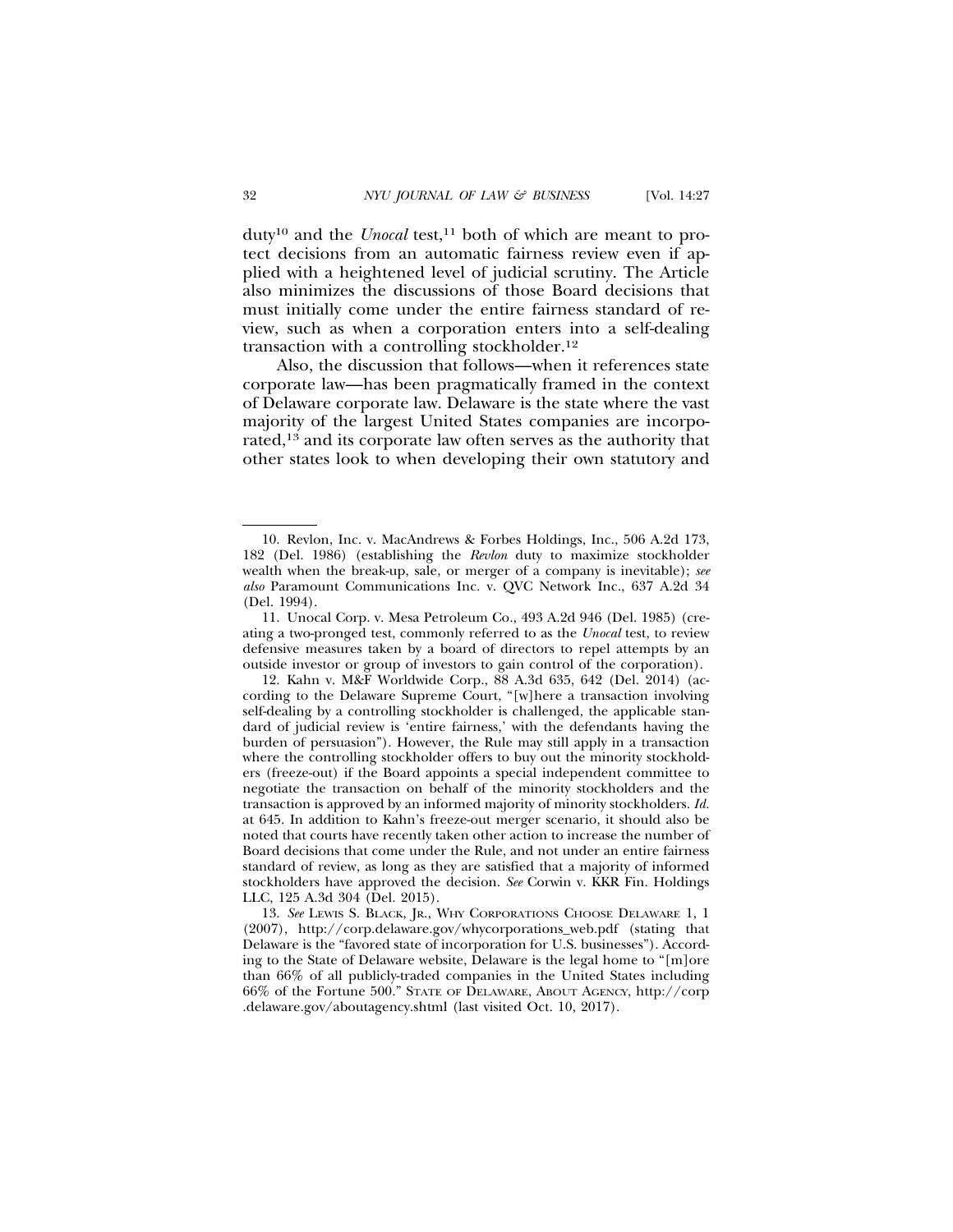duty[10] and the *Unocal* test,[11] both of which are meant to protect decisions from an automatic fairness review even if applied with a heightened level of judicial scrutiny. The Article also minimizes the discussions of those Board decisions that must initially come under the entire fairness standard of review, such as when a corporation enters into a self-dealing transaction with a controlling stockholder.[12]

Also, the discussion that follows—when it references state corporate law—has been pragmatically framed in the context of Delaware corporate law. Delaware is the state where the vast majority of the largest United States companies are incorporated,[13] and its corporate law often serves as the authority that other states look to when developing their own statutory and

---

10. Revlon, Inc. v. MacAndrews & Forbes Holdings, Inc., 506 A.2d 173, 182 (Del. 1986) (establishing the *Revlon* duty to maximize stockholder wealth when the break-up, sale, or merger of a company is inevitable); *see also* Paramount Communications Inc. v. QVC Network Inc., 637 A.2d 34 (Del. 1994).

11. Unocal Corp. v. Mesa Petroleum Co., 493 A.2d 946 (Del. 1985) (creating a two-pronged test, commonly referred to as the *Unocal* test, to review defensive measures taken by a board of directors to repel attempts by an outside investor or group of investors to gain control of the corporation).

12. Kahn v. M&F Worldwide Corp., 88 A.3d 635, 642 (Del. 2014) (according to the Delaware Supreme Court, "[w]here a transaction involving self-dealing by a controlling stockholder is challenged, the applicable standard of judicial review is 'entire fairness,' with the defendants having the burden of persuasion"). However, the Rule may still apply in a transaction where the controlling stockholder offers to buy out the minority stockholders (freeze-out) if the Board appoints a special independent committee to negotiate the transaction on behalf of the minority stockholders and the transaction is approved by an informed majority of minority stockholders. *Id.* at 645. In addition to Kahn's freeze-out merger scenario, it should also be noted that courts have recently taken other action to increase the number of Board decisions that come under the Rule, and not under an entire fairness standard of review, as long as they are satisfied that a majority of informed stockholders have approved the decision. *See* Corwin v. KKR Fin. Holdings LLC, 125 A.3d 304 (Del. 2015).

13. *See* LEWIS S. BLACK, JR., WHY CORPORATIONS CHOOSE DELAWARE 1, 1 (2007), http://corp.delaware.gov/whycorporations_web.pdf (stating that Delaware is the "favored state of incorporation for U.S. businesses"). According to the State of Delaware website, Delaware is the legal home to "[m]ore than 66% of all publicly-traded companies in the United States including 66% of the Fortune 500." STATE OF DELAWARE, ABOUT AGENCY, http://corp.delaware.gov/aboutagency.shtml (last visited Oct. 10, 2017).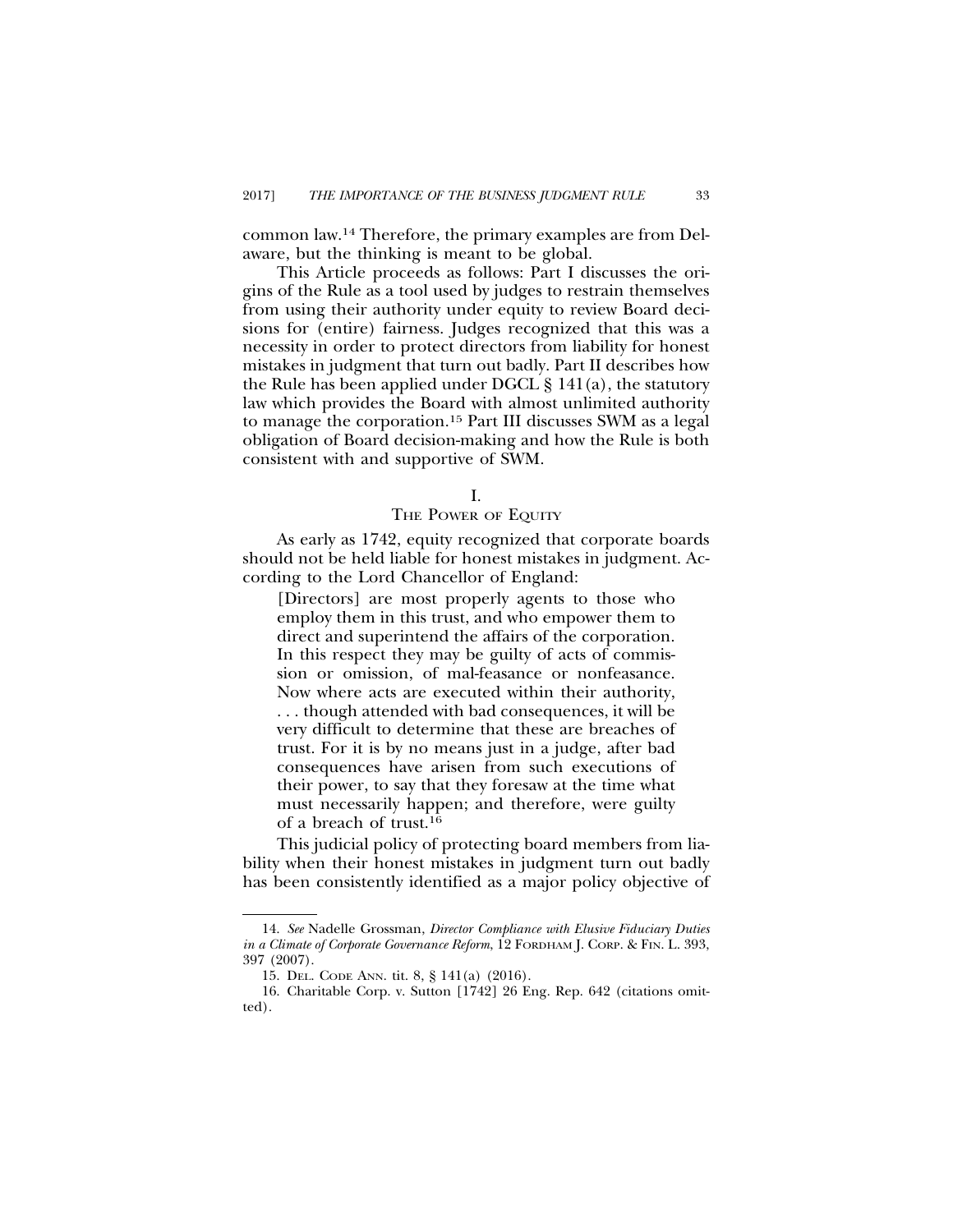common law.[14] Therefore, the primary examples are from Delaware, but the thinking is meant to be global.

This Article proceeds as follows: Part I discusses the origins of the Rule as a tool used by judges to restrain themselves from using their authority under equity to review Board decisions for (entire) fairness. Judges recognized that this was a necessity in order to protect directors from liability for honest mistakes in judgment that turn out badly. Part II describes how the Rule has been applied under DGCL § 141(a), the statutory law which provides the Board with almost unlimited authority to manage the corporation.[15] Part III discusses SWM as a legal obligation of Board decision-making and how the Rule is both consistent with and supportive of SWM.

## I.
## THE POWER OF EQUITY

As early as 1742, equity recognized that corporate boards should not be held liable for honest mistakes in judgment. According to the Lord Chancellor of England:

> [Directors] are most properly agents to those who employ them in this trust, and who empower them to direct and superintend the affairs of the corporation. In this respect they may be guilty of acts of commission or omission, of mal-feasance or nonfeasance. Now where acts are executed within their authority, . . . though attended with bad consequences, it will be very difficult to determine that these are breaches of trust. For it is by no means just in a judge, after bad consequences have arisen from such executions of their power, to say that they foresaw at the time what must necessarily happen; and therefore, were guilty of a breach of trust.[16]

This judicial policy of protecting board members from liability when their honest mistakes in judgment turn out badly has been consistently identified as a major policy objective of

---

14. *See* Nadelle Grossman, *Director Compliance with Elusive Fiduciary Duties in a Climate of Corporate Governance Reform*, 12 FORDHAM J. CORP. & FIN. L. 393, 397 (2007).

15. DEL. CODE ANN. tit. 8, § 141(a) (2016).

16. Charitable Corp. v. Sutton [1742] 26 Eng. Rep. 642 (citations omitted).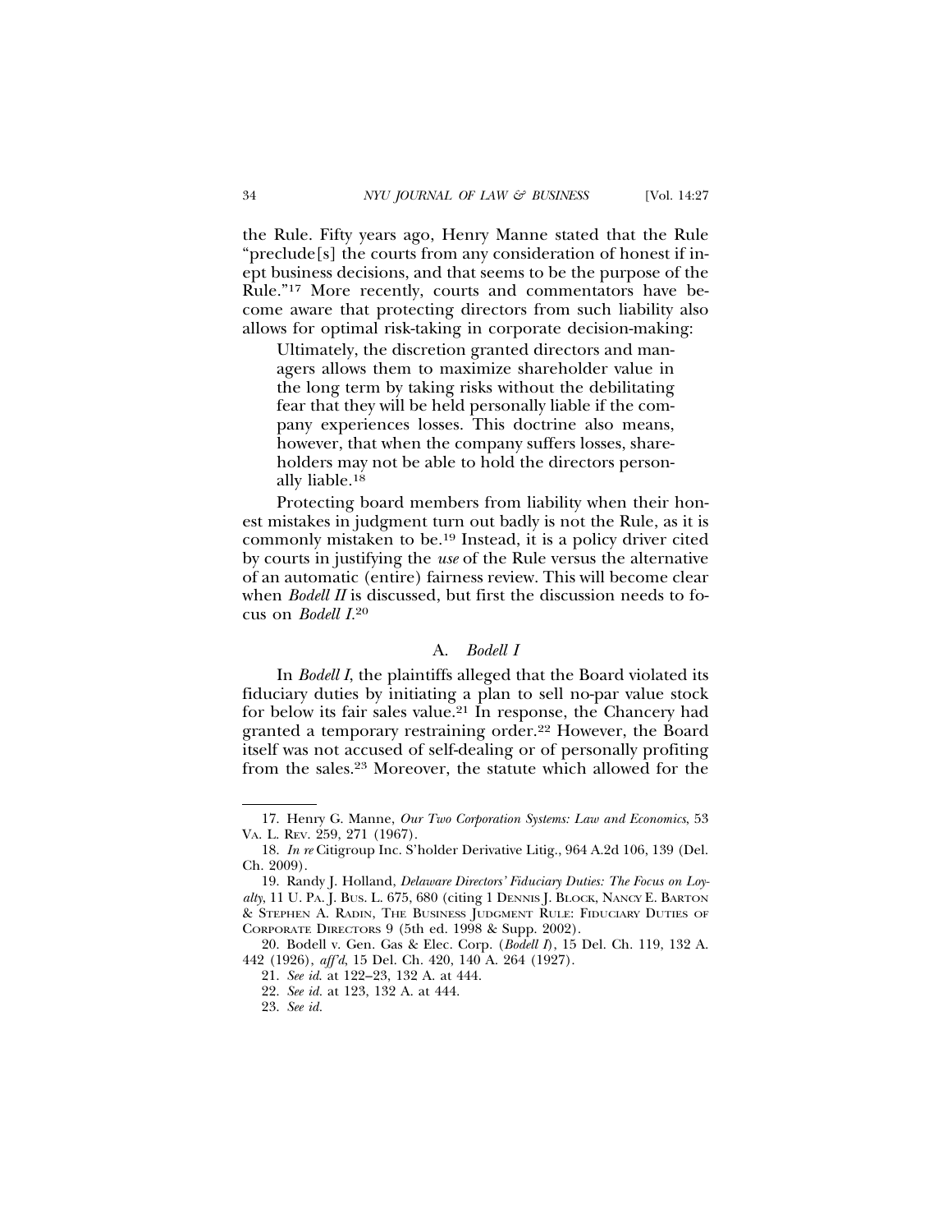the Rule. Fifty years ago, Henry Manne stated that the Rule "preclude[s] the courts from any consideration of honest if inept business decisions, and that seems to be the purpose of the Rule."[17] More recently, courts and commentators have become aware that protecting directors from such liability also allows for optimal risk-taking in corporate decision-making:

> Ultimately, the discretion granted directors and managers allows them to maximize shareholder value in the long term by taking risks without the debilitating fear that they will be held personally liable if the company experiences losses. This doctrine also means, however, that when the company suffers losses, shareholders may not be able to hold the directors personally liable.[18]

Protecting board members from liability when their honest mistakes in judgment turn out badly is not the Rule, as it is commonly mistaken to be.[19] Instead, it is a policy driver cited by courts in justifying the *use* of the Rule versus the alternative of an automatic (entire) fairness review. This will become clear when *Bodell II* is discussed, but first the discussion needs to focus on *Bodell I*.[20]

### A. *Bodell I*

In *Bodell I*, the plaintiffs alleged that the Board violated its fiduciary duties by initiating a plan to sell no-par value stock for below its fair sales value.[21] In response, the Chancery had granted a temporary restraining order.[22] However, the Board itself was not accused of self-dealing or of personally profiting from the sales.[23] Moreover, the statute which allowed for the

---

17. Henry G. Manne, *Our Two Corporation Systems: Law and Economics*, 53 VA. L. REV. 259, 271 (1967).

18. *In re* Citigroup Inc. S'holder Derivative Litig., 964 A.2d 106, 139 (Del. Ch. 2009).

19. Randy J. Holland, *Delaware Directors' Fiduciary Duties: The Focus on Loyalty*, 11 U. PA. J. BUS. L. 675, 680 (citing 1 DENNIS J. BLOCK, NANCY E. BARTON & STEPHEN A. RADIN, THE BUSINESS JUDGMENT RULE: FIDUCIARY DUTIES OF CORPORATE DIRECTORS 9 (5th ed. 1998 & Supp. 2002).

20. Bodell v. Gen. Gas & Elec. Corp. (*Bodell I*), 15 Del. Ch. 119, 132 A. 442 (1926), *aff'd*, 15 Del. Ch. 420, 140 A. 264 (1927).

21. *See id.* at 122–23, 132 A. at 444.

22. *See id.* at 123, 132 A. at 444.

23. *See id.*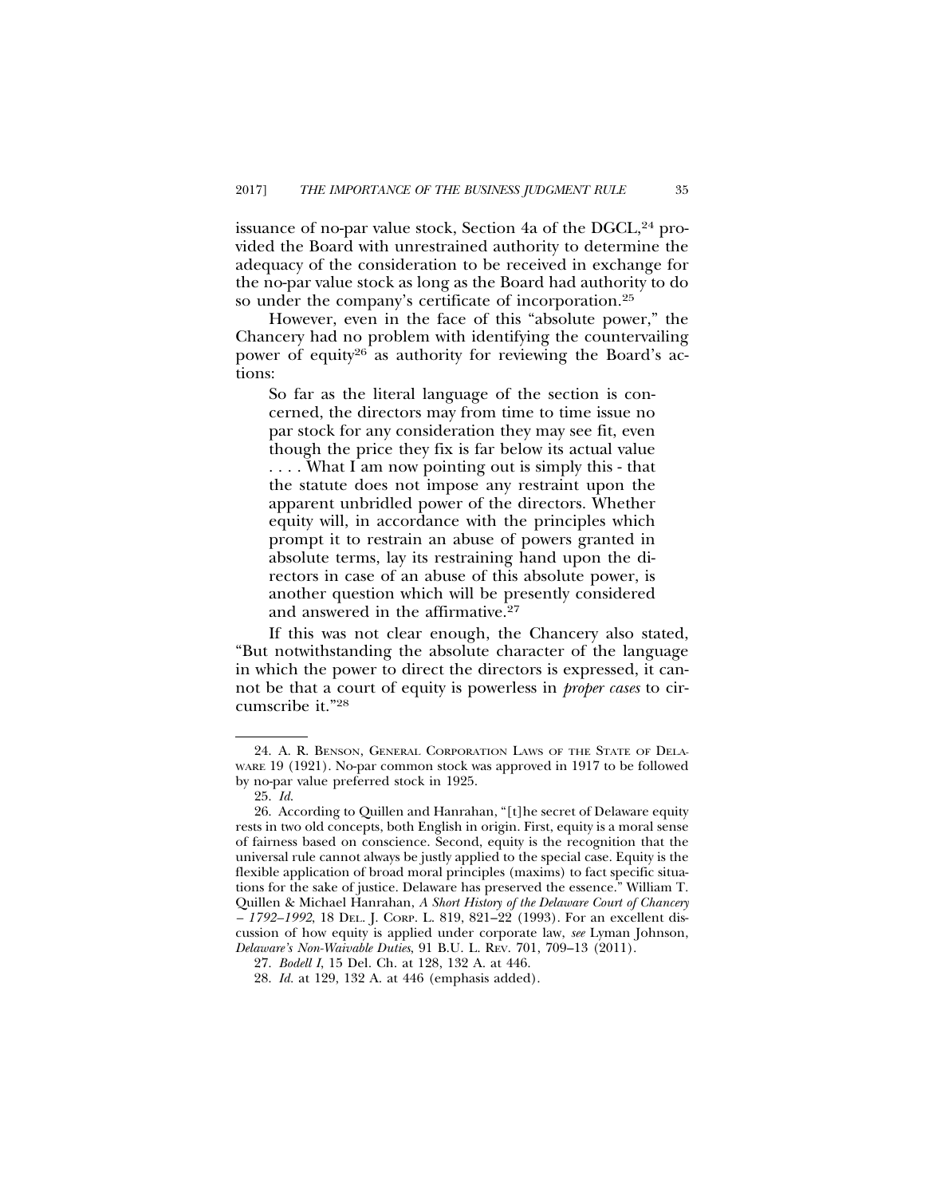issuance of no-par value stock, Section 4a of the DGCL,[24] provided the Board with unrestrained authority to determine the adequacy of the consideration to be received in exchange for the no-par value stock as long as the Board had authority to do so under the company's certificate of incorporation.[25]

However, even in the face of this "absolute power," the Chancery had no problem with identifying the countervailing power of equity[26] as authority for reviewing the Board's actions:

> So far as the literal language of the section is concerned, the directors may from time to time issue no par stock for any consideration they may see fit, even though the price they fix is far below its actual value . . . . What I am now pointing out is simply this - that the statute does not impose any restraint upon the apparent unbridled power of the directors. Whether equity will, in accordance with the principles which prompt it to restrain an abuse of powers granted in absolute terms, lay its restraining hand upon the directors in case of an abuse of this absolute power, is another question which will be presently considered and answered in the affirmative.[27]

If this was not clear enough, the Chancery also stated, "But notwithstanding the absolute character of the language in which the power to direct the directors is expressed, it cannot be that a court of equity is powerless in *proper cases* to circumscribe it."[28]

---

24. A. R. Benson, General Corporation Laws of the State of Delaware 19 (1921). No-par common stock was approved in 1917 to be followed by no-par value preferred stock in 1925.

25. *Id.*

26. According to Quillen and Hanrahan, "[t]he secret of Delaware equity rests in two old concepts, both English in origin. First, equity is a moral sense of fairness based on conscience. Second, equity is the recognition that the universal rule cannot always be justly applied to the special case. Equity is the flexible application of broad moral principles (maxims) to fact specific situations for the sake of justice. Delaware has preserved the essence." William T. Quillen & Michael Hanrahan, *A Short History of the Delaware Court of Chancery – 1792–1992*, 18 Del. J. Corp. L. 819, 821–22 (1993). For an excellent discussion of how equity is applied under corporate law, *see* Lyman Johnson, *Delaware's Non-Waivable Duties*, 91 B.U. L. Rev. 701, 709–13 (2011).

27. *Bodell I*, 15 Del. Ch. at 128, 132 A. at 446.

28. *Id.* at 129, 132 A. at 446 (emphasis added).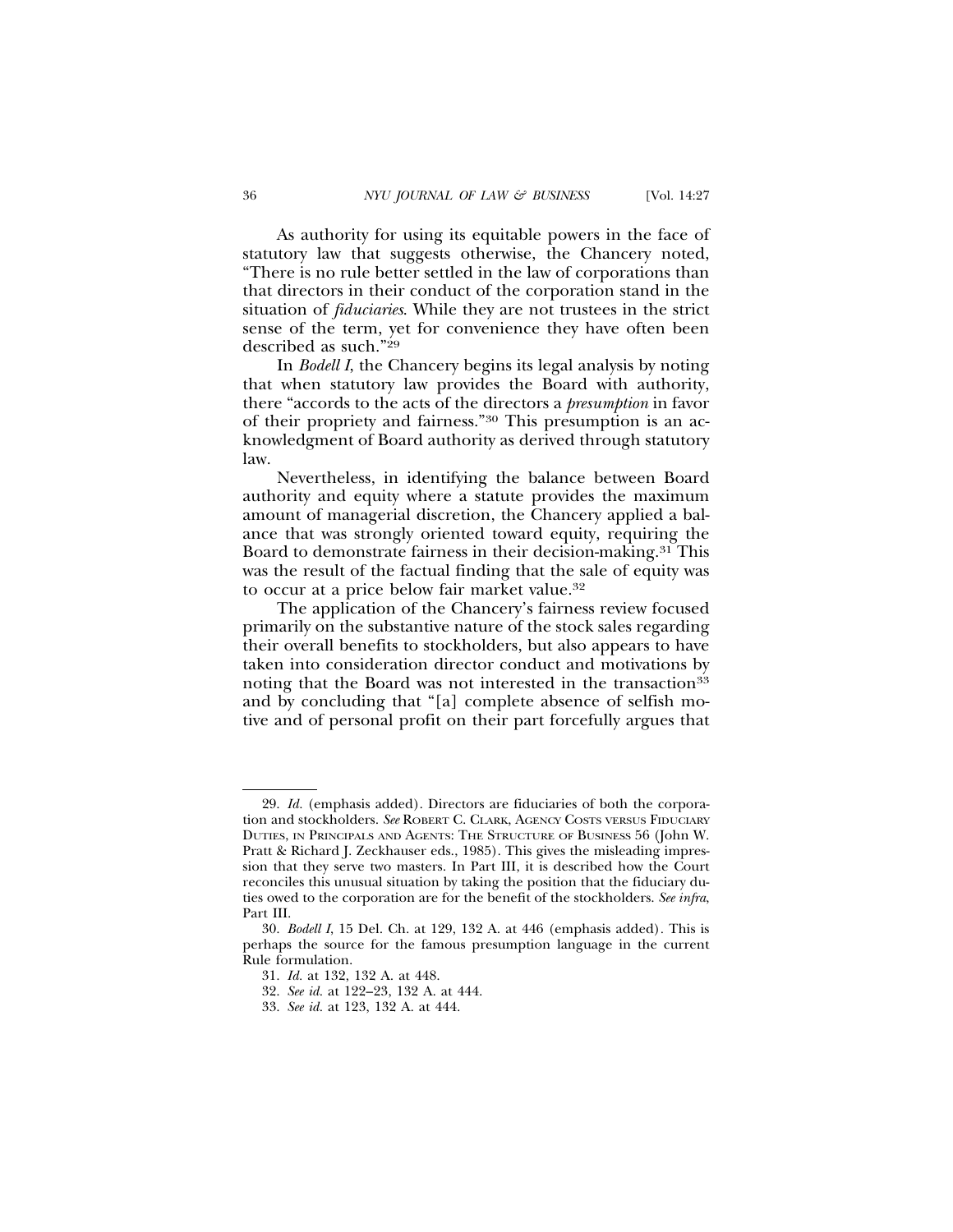As authority for using its equitable powers in the face of statutory law that suggests otherwise, the Chancery noted, "There is no rule better settled in the law of corporations than that directors in their conduct of the corporation stand in the situation of *fiduciaries*. While they are not trustees in the strict sense of the term, yet for convenience they have often been described as such."[29]

In *Bodell I*, the Chancery begins its legal analysis by noting that when statutory law provides the Board with authority, there "accords to the acts of the directors a *presumption* in favor of their propriety and fairness."[30] This presumption is an acknowledgment of Board authority as derived through statutory law.

Nevertheless, in identifying the balance between Board authority and equity where a statute provides the maximum amount of managerial discretion, the Chancery applied a balance that was strongly oriented toward equity, requiring the Board to demonstrate fairness in their decision-making.[31] This was the result of the factual finding that the sale of equity was to occur at a price below fair market value.[32]

The application of the Chancery's fairness review focused primarily on the substantive nature of the stock sales regarding their overall benefits to stockholders, but also appears to have taken into consideration director conduct and motivations by noting that the Board was not interested in the transaction[33] and by concluding that "[a] complete absence of selfish motive and of personal profit on their part forcefully argues that

---

29. *Id.* (emphasis added). Directors are fiduciaries of both the corporation and stockholders. *See* ROBERT C. CLARK, AGENCY COSTS VERSUS FIDUCIARY DUTIES, IN PRINCIPALS AND AGENTS: THE STRUCTURE OF BUSINESS 56 (John W. Pratt & Richard J. Zeckhauser eds., 1985). This gives the misleading impression that they serve two masters. In Part III, it is described how the Court reconciles this unusual situation by taking the position that the fiduciary duties owed to the corporation are for the benefit of the stockholders. *See infra*, Part III.

30. *Bodell I*, 15 Del. Ch. at 129, 132 A. at 446 (emphasis added). This is perhaps the source for the famous presumption language in the current Rule formulation.

31. *Id.* at 132, 132 A. at 448.

32. *See id.* at 122–23, 132 A. at 444.

33. *See id.* at 123, 132 A. at 444.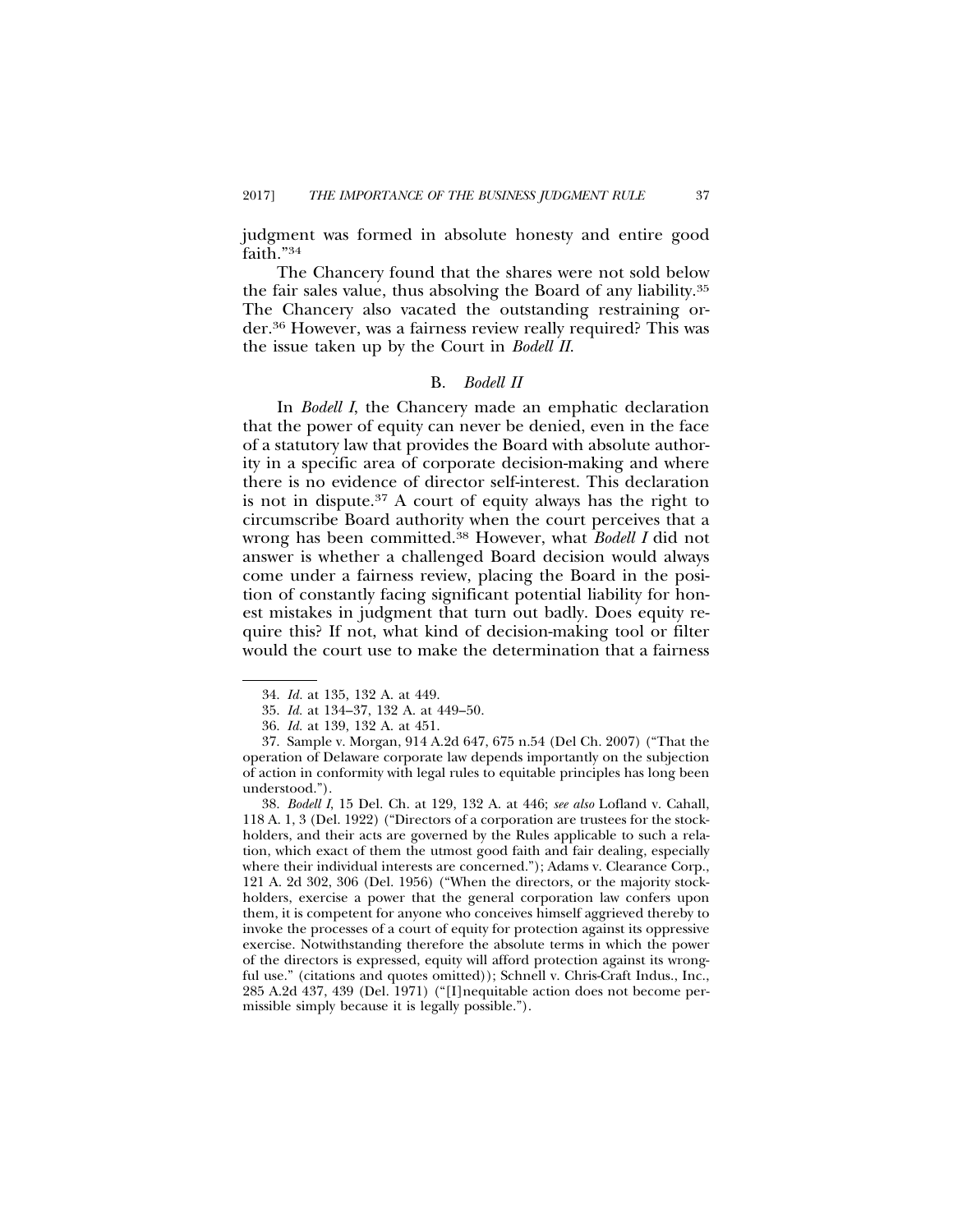judgment was formed in absolute honesty and entire good faith."[34]

The Chancery found that the shares were not sold below the fair sales value, thus absolving the Board of any liability.[35] The Chancery also vacated the outstanding restraining order.[36] However, was a fairness review really required? This was the issue taken up by the Court in *Bodell II*.

### B. *Bodell II*

In *Bodell I*, the Chancery made an emphatic declaration that the power of equity can never be denied, even in the face of a statutory law that provides the Board with absolute authority in a specific area of corporate decision-making and where there is no evidence of director self-interest. This declaration is not in dispute.[37] A court of equity always has the right to circumscribe Board authority when the court perceives that a wrong has been committed.[38] However, what *Bodell I* did not answer is whether a challenged Board decision would always come under a fairness review, placing the Board in the position of constantly facing significant potential liability for honest mistakes in judgment that turn out badly. Does equity require this? If not, what kind of decision-making tool or filter would the court use to make the determination that a fairness

---

34. *Id.* at 135, 132 A. at 449.

35. *Id.* at 134–37, 132 A. at 449–50.

36. *Id.* at 139, 132 A. at 451.

37. Sample v. Morgan, 914 A.2d 647, 675 n.54 (Del Ch. 2007) ("That the operation of Delaware corporate law depends importantly on the subjection of action in conformity with legal rules to equitable principles has long been understood.").

38. *Bodell I*, 15 Del. Ch. at 129, 132 A. at 446; *see also* Lofland v. Cahall, 118 A. 1, 3 (Del. 1922) ("Directors of a corporation are trustees for the stockholders, and their acts are governed by the Rules applicable to such a relation, which exact of them the utmost good faith and fair dealing, especially where their individual interests are concerned."); Adams v. Clearance Corp., 121 A. 2d 302, 306 (Del. 1956) ("When the directors, or the majority stockholders, exercise a power that the general corporation law confers upon them, it is competent for anyone who conceives himself aggrieved thereby to invoke the processes of a court of equity for protection against its oppressive exercise. Notwithstanding therefore the absolute terms in which the power of the directors is expressed, equity will afford protection against its wrongful use." (citations and quotes omitted)); Schnell v. Chris-Craft Indus., Inc., 285 A.2d 437, 439 (Del. 1971) ("[I]nequitable action does not become permissible simply because it is legally possible.").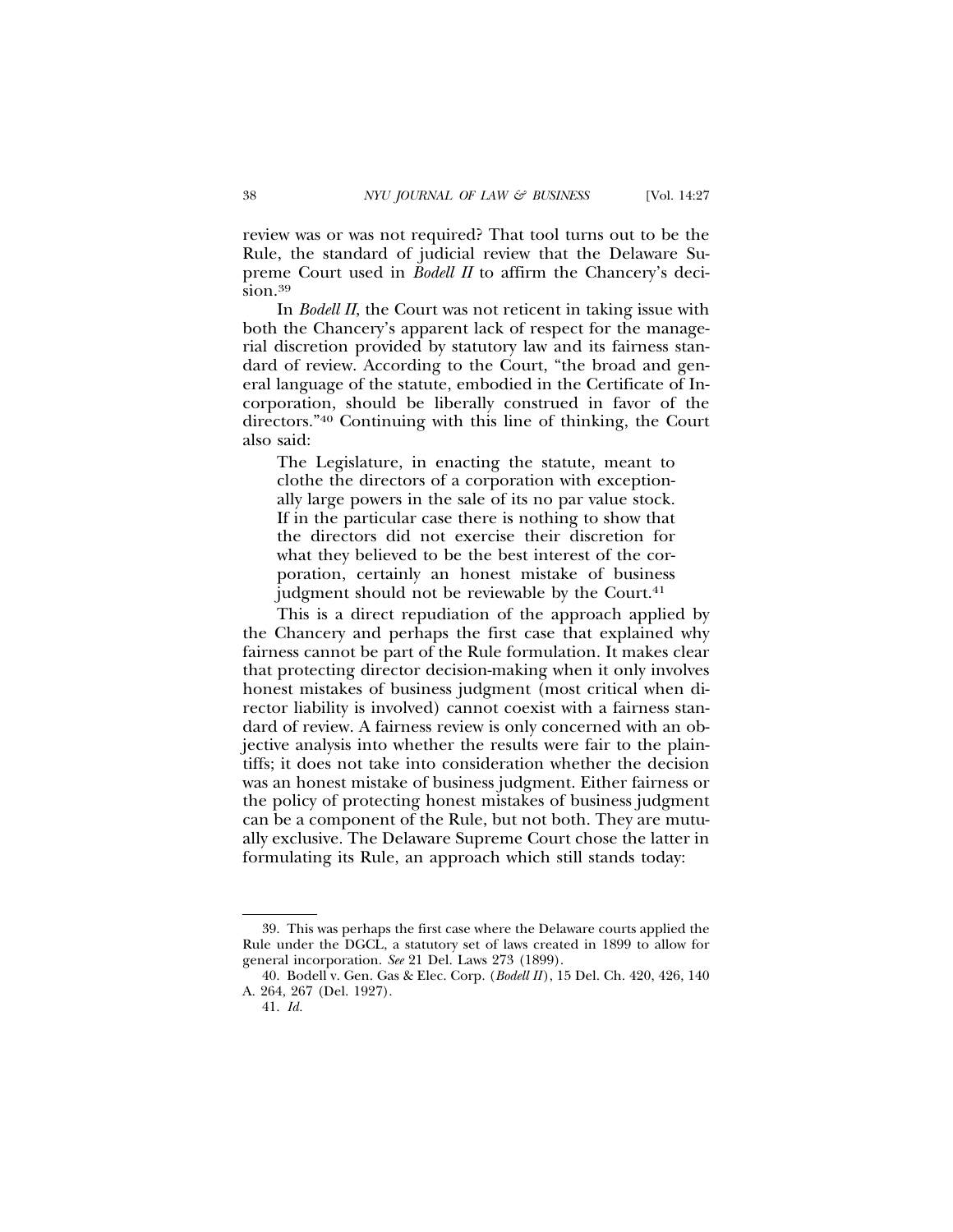review was or was not required? That tool turns out to be the Rule, the standard of judicial review that the Delaware Supreme Court used in *Bodell II* to affirm the Chancery's decision.[39]

In *Bodell II*, the Court was not reticent in taking issue with both the Chancery's apparent lack of respect for the managerial discretion provided by statutory law and its fairness standard of review. According to the Court, "the broad and general language of the statute, embodied in the Certificate of Incorporation, should be liberally construed in favor of the directors."[40] Continuing with this line of thinking, the Court also said:

> The Legislature, in enacting the statute, meant to clothe the directors of a corporation with exceptionally large powers in the sale of its no par value stock. If in the particular case there is nothing to show that the directors did not exercise their discretion for what they believed to be the best interest of the corporation, certainly an honest mistake of business judgment should not be reviewable by the Court.[41]

This is a direct repudiation of the approach applied by the Chancery and perhaps the first case that explained why fairness cannot be part of the Rule formulation. It makes clear that protecting director decision-making when it only involves honest mistakes of business judgment (most critical when director liability is involved) cannot coexist with a fairness standard of review. A fairness review is only concerned with an objective analysis into whether the results were fair to the plaintiffs; it does not take into consideration whether the decision was an honest mistake of business judgment. Either fairness or the policy of protecting honest mistakes of business judgment can be a component of the Rule, but not both. They are mutually exclusive. The Delaware Supreme Court chose the latter in formulating its Rule, an approach which still stands today:

---

39. This was perhaps the first case where the Delaware courts applied the Rule under the DGCL, a statutory set of laws created in 1899 to allow for general incorporation. *See* 21 Del. Laws 273 (1899).

40. Bodell v. Gen. Gas & Elec. Corp. (*Bodell II*), 15 Del. Ch. 420, 426, 140 A. 264, 267 (Del. 1927).

41. *Id.*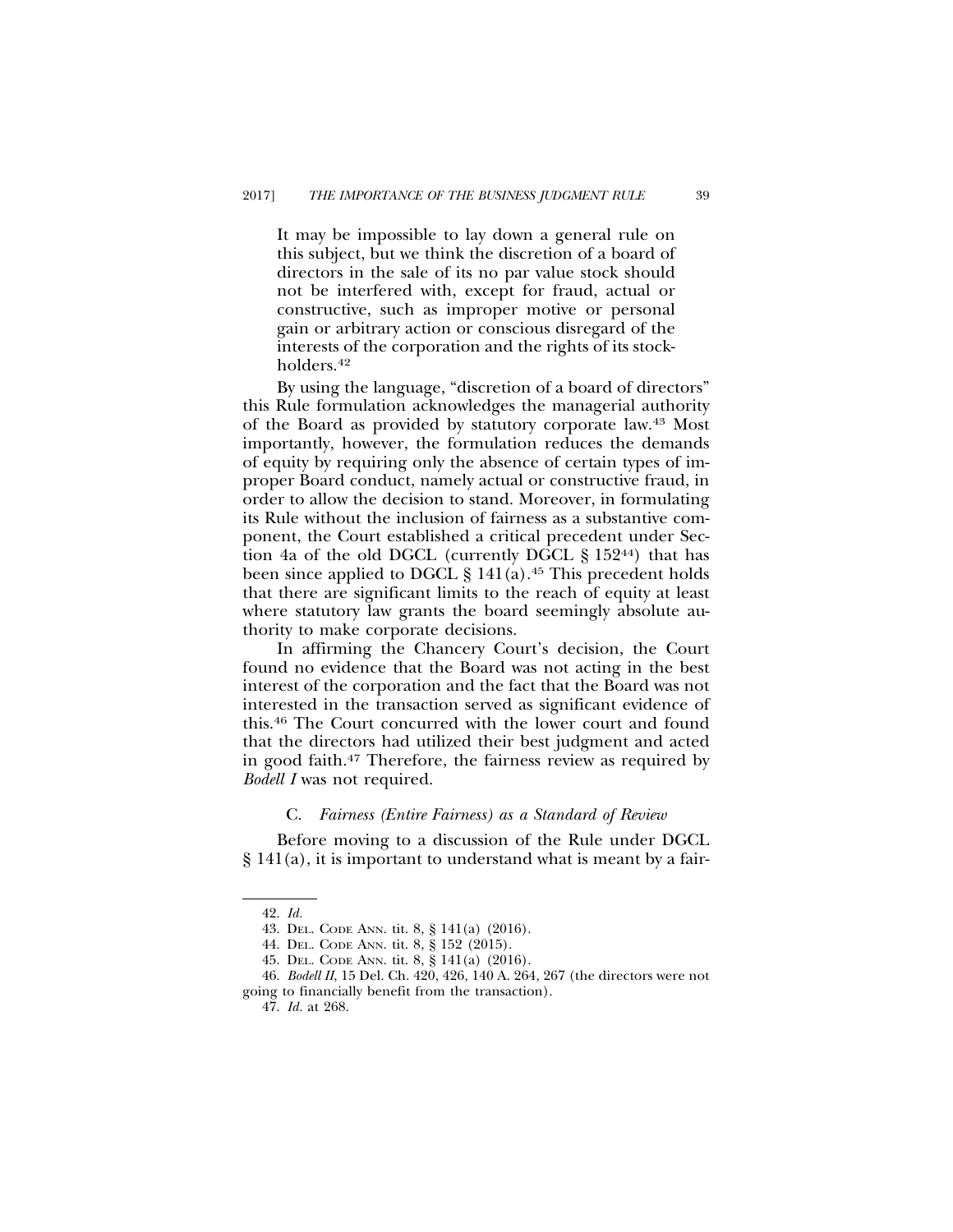> It may be impossible to lay down a general rule on this subject, but we think the discretion of a board of directors in the sale of its no par value stock should not be interfered with, except for fraud, actual or constructive, such as improper motive or personal gain or arbitrary action or conscious disregard of the interests of the corporation and the rights of its stockholders.[42]

By using the language, "discretion of a board of directors" this Rule formulation acknowledges the managerial authority of the Board as provided by statutory corporate law.[43] Most importantly, however, the formulation reduces the demands of equity by requiring only the absence of certain types of improper Board conduct, namely actual or constructive fraud, in order to allow the decision to stand. Moreover, in formulating its Rule without the inclusion of fairness as a substantive component, the Court established a critical precedent under Section 4a of the old DGCL (currently DGCL § 152[44]) that has been since applied to DGCL § 141(a).[45] This precedent holds that there are significant limits to the reach of equity at least where statutory law grants the board seemingly absolute authority to make corporate decisions.

In affirming the Chancery Court's decision, the Court found no evidence that the Board was not acting in the best interest of the corporation and the fact that the Board was not interested in the transaction served as significant evidence of this.[46] The Court concurred with the lower court and found that the directors had utilized their best judgment and acted in good faith.[47] Therefore, the fairness review as required by *Bodell I* was not required.

### C. *Fairness (Entire Fairness) as a Standard of Review*

Before moving to a discussion of the Rule under DGCL § 141(a), it is important to understand what is meant by a fair-

---

42. *Id.*

43. Del. Code Ann. tit. 8, § 141(a) (2016).

44. Del. Code Ann. tit. 8, § 152 (2015).

45. Del. Code Ann. tit. 8, § 141(a) (2016).

46. *Bodell II*, 15 Del. Ch. 420, 426, 140 A. 264, 267 (the directors were not going to financially benefit from the transaction).

47. *Id.* at 268.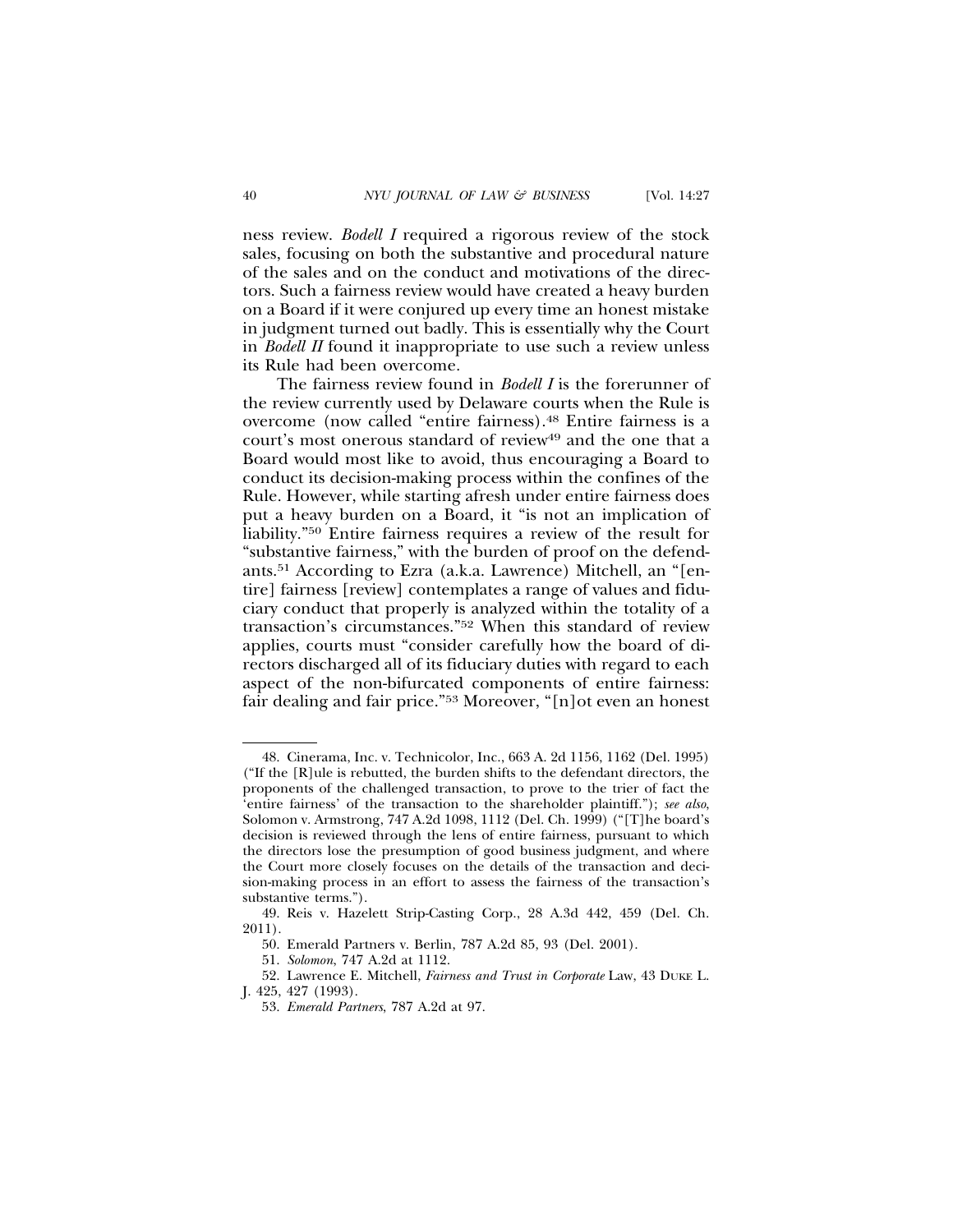ness review. *Bodell I* required a rigorous review of the stock sales, focusing on both the substantive and procedural nature of the sales and on the conduct and motivations of the directors. Such a fairness review would have created a heavy burden on a Board if it were conjured up every time an honest mistake in judgment turned out badly. This is essentially why the Court in *Bodell II* found it inappropriate to use such a review unless its Rule had been overcome.

The fairness review found in *Bodell I* is the forerunner of the review currently used by Delaware courts when the Rule is overcome (now called "entire fairness).[48] Entire fairness is a court's most onerous standard of review[49] and the one that a Board would most like to avoid, thus encouraging a Board to conduct its decision-making process within the confines of the Rule. However, while starting afresh under entire fairness does put a heavy burden on a Board, it "is not an implication of liability."[50] Entire fairness requires a review of the result for "substantive fairness," with the burden of proof on the defendants.[51] According to Ezra (a.k.a. Lawrence) Mitchell, an "[entire] fairness [review] contemplates a range of values and fiduciary conduct that properly is analyzed within the totality of a transaction's circumstances."[52] When this standard of review applies, courts must "consider carefully how the board of directors discharged all of its fiduciary duties with regard to each aspect of the non-bifurcated components of entire fairness: fair dealing and fair price."[53] Moreover, "[n]ot even an honest

---

48. Cinerama, Inc. v. Technicolor, Inc., 663 A. 2d 1156, 1162 (Del. 1995) ("If the [R]ule is rebutted, the burden shifts to the defendant directors, the proponents of the challenged transaction, to prove to the trier of fact the 'entire fairness' of the transaction to the shareholder plaintiff."); *see also*, Solomon v. Armstrong, 747 A.2d 1098, 1112 (Del. Ch. 1999) ("[T]he board's decision is reviewed through the lens of entire fairness, pursuant to which the directors lose the presumption of good business judgment, and where the Court more closely focuses on the details of the transaction and decision-making process in an effort to assess the fairness of the transaction's substantive terms.").

49. Reis v. Hazelett Strip-Casting Corp., 28 A.3d 442, 459 (Del. Ch. 2011).

50. Emerald Partners v. Berlin, 787 A.2d 85, 93 (Del. 2001).

51. *Solomon*, 747 A.2d at 1112.

52. Lawrence E. Mitchell, *Fairness and Trust in Corporate* Law, 43 DUKE L. J. 425, 427 (1993).

53. *Emerald Partners*, 787 A.2d at 97.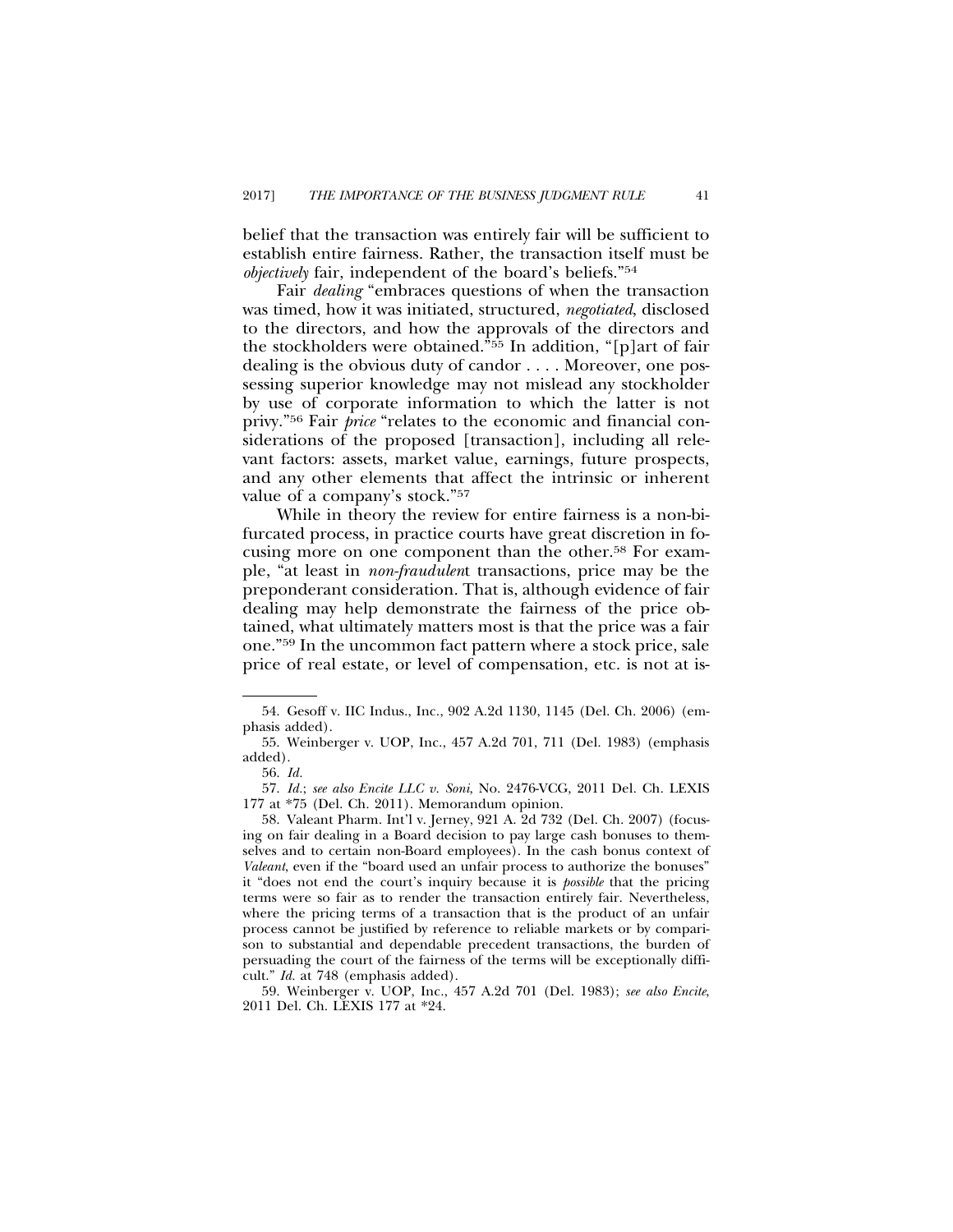belief that the transaction was entirely fair will be sufficient to establish entire fairness. Rather, the transaction itself must be *objectively* fair, independent of the board's beliefs."[54]

Fair *dealing* "embraces questions of when the transaction was timed, how it was initiated, structured, *negotiated*, disclosed to the directors, and how the approvals of the directors and the stockholders were obtained."[55] In addition, "[p]art of fair dealing is the obvious duty of candor . . . . Moreover, one possessing superior knowledge may not mislead any stockholder by use of corporate information to which the latter is not privy."[56] Fair *price* "relates to the economic and financial considerations of the proposed [transaction], including all relevant factors: assets, market value, earnings, future prospects, and any other elements that affect the intrinsic or inherent value of a company's stock."[57]

While in theory the review for entire fairness is a non-bifurcated process, in practice courts have great discretion in focusing more on one component than the other.[58] For example, "at least in *non-fraudulen*t transactions, price may be the preponderant consideration. That is, although evidence of fair dealing may help demonstrate the fairness of the price obtained, what ultimately matters most is that the price was a fair one."[59] In the uncommon fact pattern where a stock price, sale price of real estate, or level of compensation, etc. is not at is-

---

54. Gesoff v. IIC Indus., Inc., 902 A.2d 1130, 1145 (Del. Ch. 2006) (emphasis added).

55. Weinberger v. UOP, Inc., 457 A.2d 701, 711 (Del. 1983) (emphasis added).

56. *Id.*

57. *Id.*; *see also Encite LLC v. Soni*, No. 2476-VCG, 2011 Del. Ch. LEXIS 177 at *75 (Del. Ch. 2011). Memorandum opinion.

58. Valeant Pharm. Int'l v. Jerney, 921 A. 2d 732 (Del. Ch. 2007) (focusing on fair dealing in a Board decision to pay large cash bonuses to themselves and to certain non-Board employees). In the cash bonus context of *Valeant*, even if the "board used an unfair process to authorize the bonuses" it "does not end the court's inquiry because it is *possible* that the pricing terms were so fair as to render the transaction entirely fair. Nevertheless, where the pricing terms of a transaction that is the product of an unfair process cannot be justified by reference to reliable markets or by comparison to substantial and dependable precedent transactions, the burden of persuading the court of the fairness of the terms will be exceptionally difficult." *Id.* at 748 (emphasis added).

59. Weinberger v. UOP, Inc., 457 A.2d 701 (Del. 1983); *see also Encite*, 2011 Del. Ch. LEXIS 177 at *24.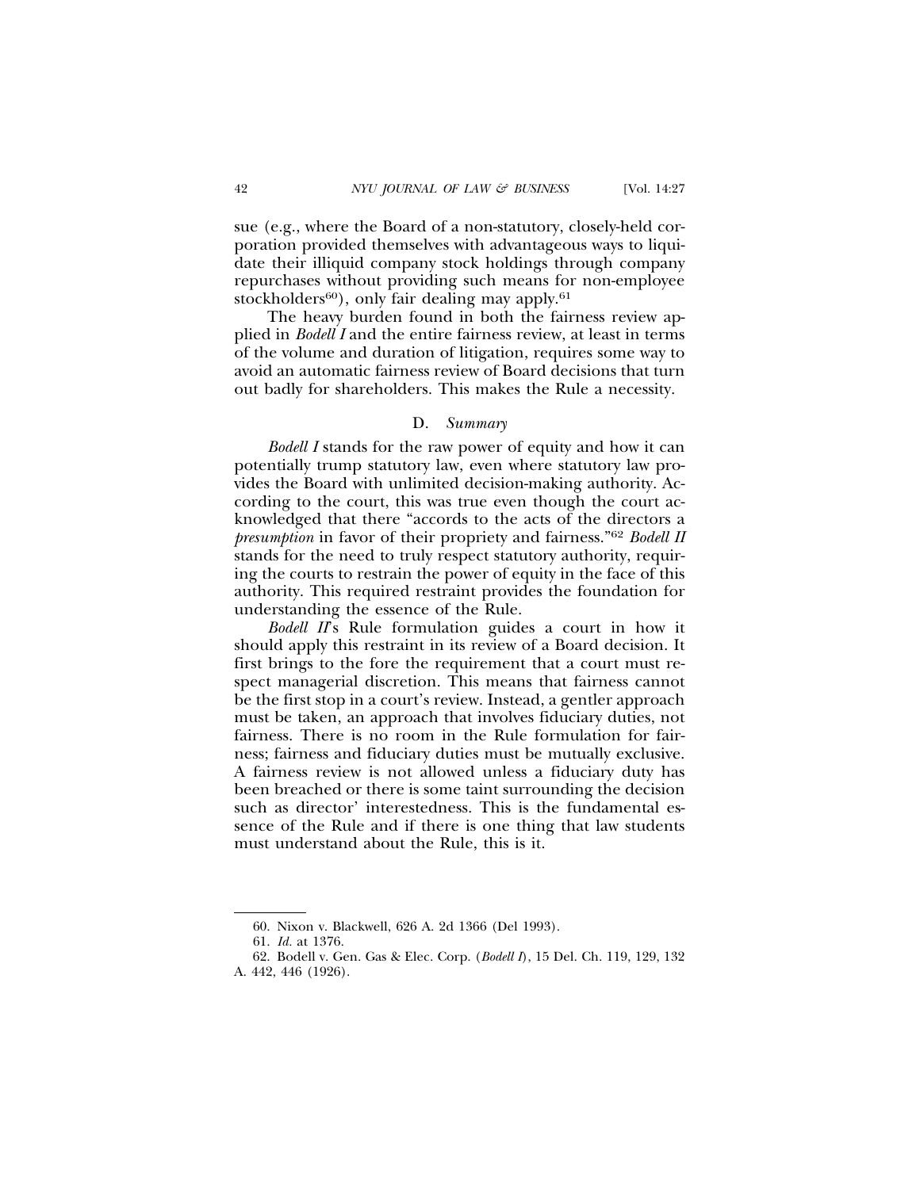sue (e.g., where the Board of a non-statutory, closely-held corporation provided themselves with advantageous ways to liquidate their illiquid company stock holdings through company repurchases without providing such means for non-employee stockholders[60]), only fair dealing may apply.[61]

The heavy burden found in both the fairness review applied in *Bodell I* and the entire fairness review, at least in terms of the volume and duration of litigation, requires some way to avoid an automatic fairness review of Board decisions that turn out badly for shareholders. This makes the Rule a necessity.

### D. *Summary*

*Bodell I* stands for the raw power of equity and how it can potentially trump statutory law, even where statutory law provides the Board with unlimited decision-making authority. According to the court, this was true even though the court acknowledged that there "accords to the acts of the directors a *presumption* in favor of their propriety and fairness."[62] *Bodell II* stands for the need to truly respect statutory authority, requiring the courts to restrain the power of equity in the face of this authority. This required restraint provides the foundation for understanding the essence of the Rule.

*Bodell II*'s Rule formulation guides a court in how it should apply this restraint in its review of a Board decision. It first brings to the fore the requirement that a court must respect managerial discretion. This means that fairness cannot be the first stop in a court's review. Instead, a gentler approach must be taken, an approach that involves fiduciary duties, not fairness. There is no room in the Rule formulation for fairness; fairness and fiduciary duties must be mutually exclusive. A fairness review is not allowed unless a fiduciary duty has been breached or there is some taint surrounding the decision such as director' interestedness. This is the fundamental essence of the Rule and if there is one thing that law students must understand about the Rule, this is it.

---

60. Nixon v. Blackwell, 626 A. 2d 1366 (Del 1993).

61. *Id.* at 1376.

62. Bodell v. Gen. Gas & Elec. Corp. (*Bodell I*), 15 Del. Ch. 119, 129, 132 A. 442, 446 (1926).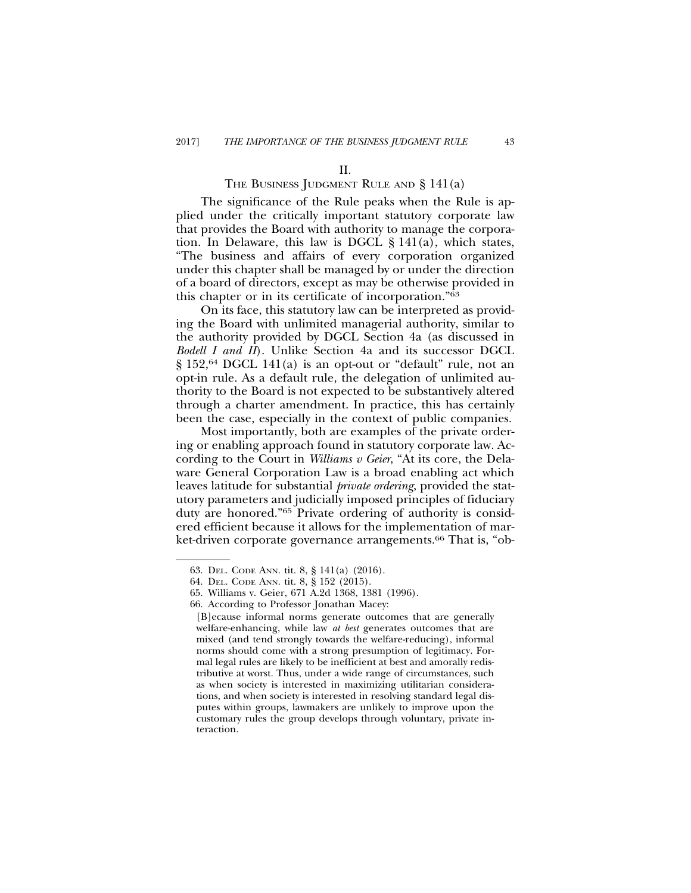## II.
## THE BUSINESS JUDGMENT RULE AND § 141(a)

The significance of the Rule peaks when the Rule is applied under the critically important statutory corporate law that provides the Board with authority to manage the corporation. In Delaware, this law is DGCL § 141(a), which states, "The business and affairs of every corporation organized under this chapter shall be managed by or under the direction of a board of directors, except as may be otherwise provided in this chapter or in its certificate of incorporation."[63]

On its face, this statutory law can be interpreted as providing the Board with unlimited managerial authority, similar to the authority provided by DGCL Section 4a (as discussed in *Bodell I and II*). Unlike Section 4a and its successor DGCL § 152,[64] DGCL 141(a) is an opt-out or "default" rule, not an opt-in rule. As a default rule, the delegation of unlimited authority to the Board is not expected to be substantively altered through a charter amendment. In practice, this has certainly been the case, especially in the context of public companies.

Most importantly, both are examples of the private ordering or enabling approach found in statutory corporate law. According to the Court in *Williams v Geier*, "At its core, the Delaware General Corporation Law is a broad enabling act which leaves latitude for substantial *private ordering*, provided the statutory parameters and judicially imposed principles of fiduciary duty are honored."[65] Private ordering of authority is considered efficient because it allows for the implementation of market-driven corporate governance arrangements.[66] That is, "ob-

---

63. DEL. CODE ANN. tit. 8, § 141(a) (2016).

64. DEL. CODE ANN. tit. 8, § 152 (2015).

65. Williams v. Geier, 671 A.2d 1368, 1381 (1996).

66. According to Professor Jonathan Macey:

> [B]ecause informal norms generate outcomes that are generally welfare-enhancing, while law *at best* generates outcomes that are mixed (and tend strongly towards the welfare-reducing), informal norms should come with a strong presumption of legitimacy. Formal legal rules are likely to be inefficient at best and amorally redistributive at worst. Thus, under a wide range of circumstances, such as when society is interested in maximizing utilitarian considerations, and when society is interested in resolving standard legal disputes within groups, lawmakers are unlikely to improve upon the customary rules the group develops through voluntary, private interaction.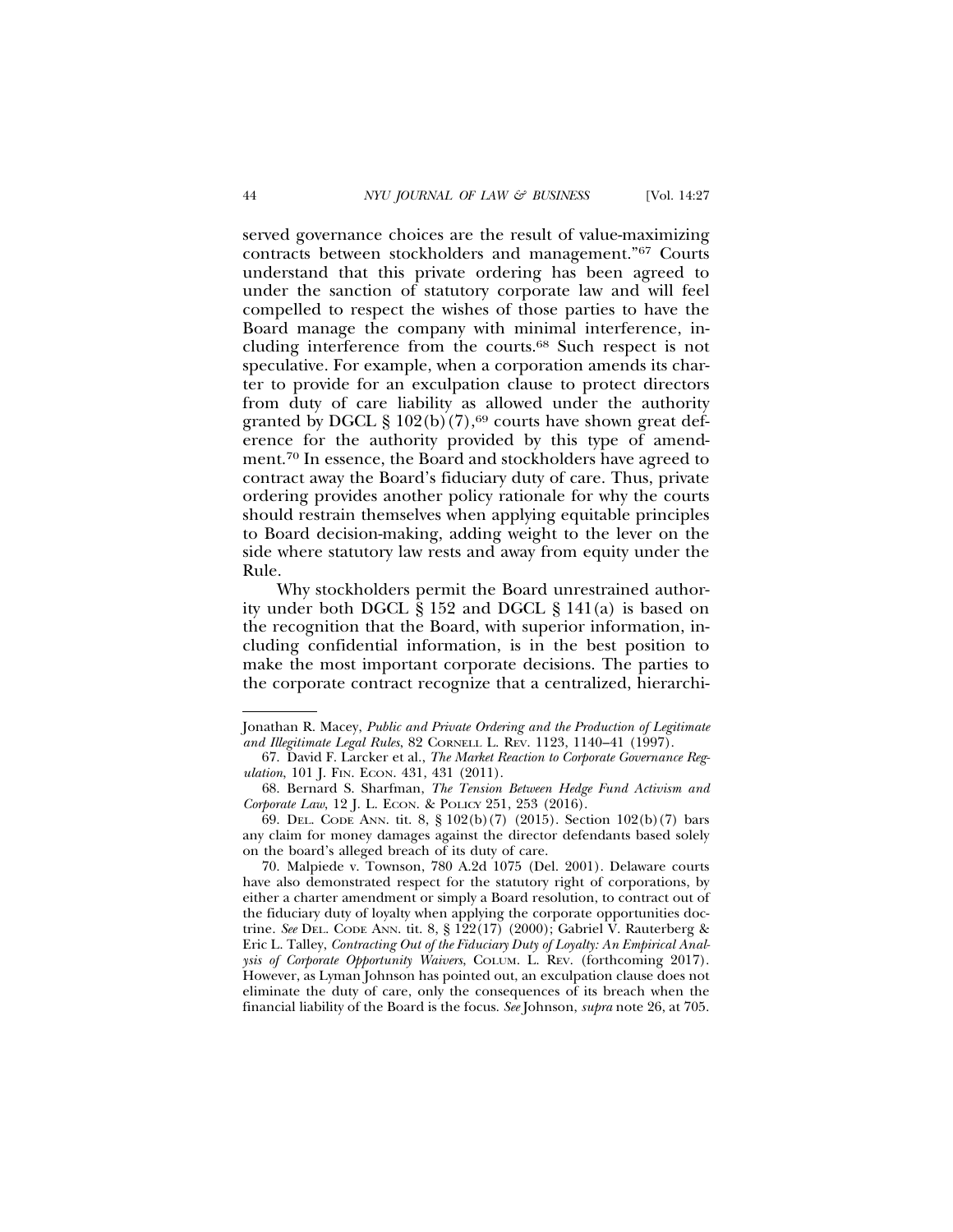served governance choices are the result of value-maximizing contracts between stockholders and management."[67] Courts understand that this private ordering has been agreed to under the sanction of statutory corporate law and will feel compelled to respect the wishes of those parties to have the Board manage the company with minimal interference, including interference from the courts.[68] Such respect is not speculative. For example, when a corporation amends its charter to provide for an exculpation clause to protect directors from duty of care liability as allowed under the authority granted by DGCL § 102(b)(7),[69] courts have shown great deference for the authority provided by this type of amendment.[70] In essence, the Board and stockholders have agreed to contract away the Board's fiduciary duty of care. Thus, private ordering provides another policy rationale for why the courts should restrain themselves when applying equitable principles to Board decision-making, adding weight to the lever on the side where statutory law rests and away from equity under the Rule.

Why stockholders permit the Board unrestrained authority under both DGCL § 152 and DGCL § 141(a) is based on the recognition that the Board, with superior information, including confidential information, is in the best position to make the most important corporate decisions. The parties to the corporate contract recognize that a centralized, hierarchi-

---

Jonathan R. Macey, *Public and Private Ordering and the Production of Legitimate and Illegitimate Legal Rules*, 82 CORNELL L. REV. 1123, 1140–41 (1997).

67. David F. Larcker et al., *The Market Reaction to Corporate Governance Regulation*, 101 J. FIN. ECON. 431, 431 (2011).

68. Bernard S. Sharfman, *The Tension Between Hedge Fund Activism and Corporate Law*, 12 J. L. ECON. & POLICY 251, 253 (2016).

69. DEL. CODE ANN. tit. 8, § 102(b)(7) (2015). Section 102(b)(7) bars any claim for money damages against the director defendants based solely on the board's alleged breach of its duty of care.

70. Malpiede v. Townson, 780 A.2d 1075 (Del. 2001). Delaware courts have also demonstrated respect for the statutory right of corporations, by either a charter amendment or simply a Board resolution, to contract out of the fiduciary duty of loyalty when applying the corporate opportunities doctrine. *See* DEL. CODE ANN. tit. 8, § 122(17) (2000); Gabriel V. Rauterberg & Eric L. Talley, *Contracting Out of the Fiduciary Duty of Loyalty: An Empirical Analysis of Corporate Opportunity Waivers*, COLUM. L. REV. (forthcoming 2017). However, as Lyman Johnson has pointed out, an exculpation clause does not eliminate the duty of care, only the consequences of its breach when the financial liability of the Board is the focus. *See* Johnson, *supra* note 26, at 705.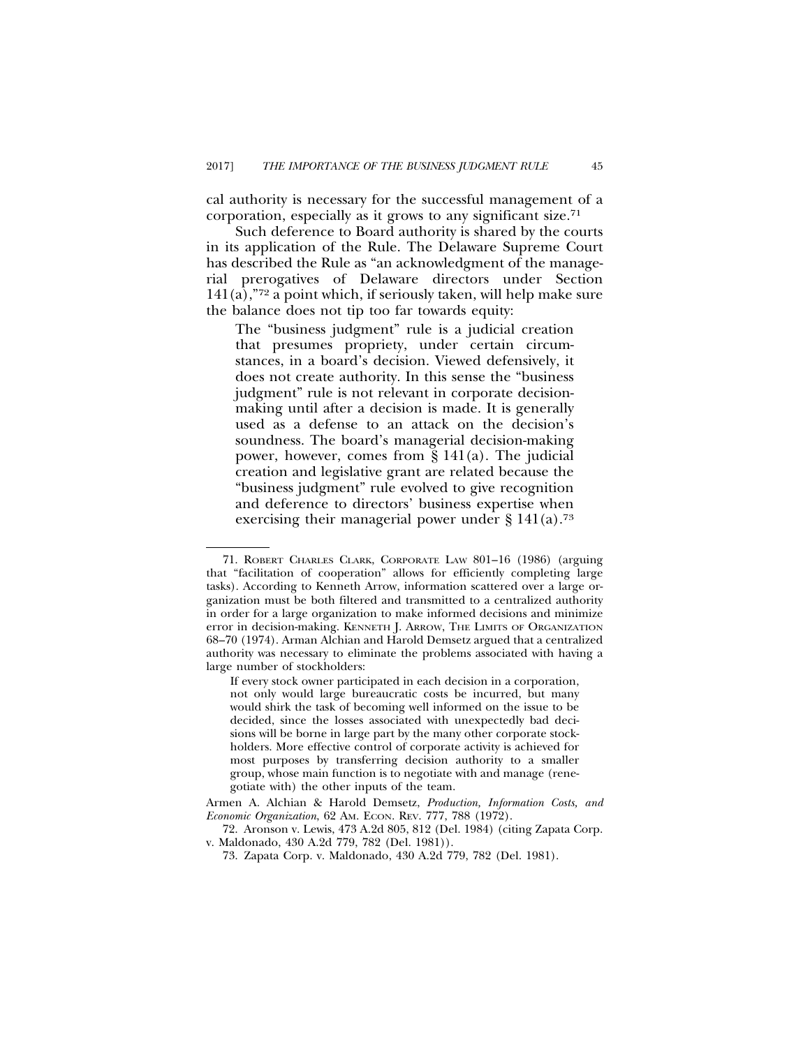cal authority is necessary for the successful management of a corporation, especially as it grows to any significant size.[71]

Such deference to Board authority is shared by the courts in its application of the Rule. The Delaware Supreme Court has described the Rule as "an acknowledgment of the managerial prerogatives of Delaware directors under Section 141(a),"[72] a point which, if seriously taken, will help make sure the balance does not tip too far towards equity:

> The "business judgment" rule is a judicial creation that presumes propriety, under certain circumstances, in a board's decision. Viewed defensively, it does not create authority. In this sense the "business judgment" rule is not relevant in corporate decision-making until after a decision is made. It is generally used as a defense to an attack on the decision's soundness. The board's managerial decision-making power, however, comes from § 141(a). The judicial creation and legislative grant are related because the "business judgment" rule evolved to give recognition and deference to directors' business expertise when exercising their managerial power under § 141(a).[73]

---

71. ROBERT CHARLES CLARK, CORPORATE LAW 801–16 (1986) (arguing that "facilitation of cooperation" allows for efficiently completing large tasks). According to Kenneth Arrow, information scattered over a large organization must be both filtered and transmitted to a centralized authority in order for a large organization to make informed decisions and minimize error in decision-making. KENNETH J. ARROW, THE LIMITS OF ORGANIZATION 68–70 (1974). Arman Alchian and Harold Demsetz argued that a centralized authority was necessary to eliminate the problems associated with having a large number of stockholders:

> If every stock owner participated in each decision in a corporation, not only would large bureaucratic costs be incurred, but many would shirk the task of becoming well informed on the issue to be decided, since the losses associated with unexpectedly bad decisions will be borne in large part by the many other corporate stockholders. More effective control of corporate activity is achieved for most purposes by transferring decision authority to a smaller group, whose main function is to negotiate with and manage (renegotiate with) the other inputs of the team.

Armen A. Alchian & Harold Demsetz, *Production, Information Costs, and Economic Organization*, 62 AM. ECON. REV. 777, 788 (1972).

72. Aronson v. Lewis, 473 A.2d 805, 812 (Del. 1984) (citing Zapata Corp. v. Maldonado, 430 A.2d 779, 782 (Del. 1981)).

73. Zapata Corp. v. Maldonado, 430 A.2d 779, 782 (Del. 1981).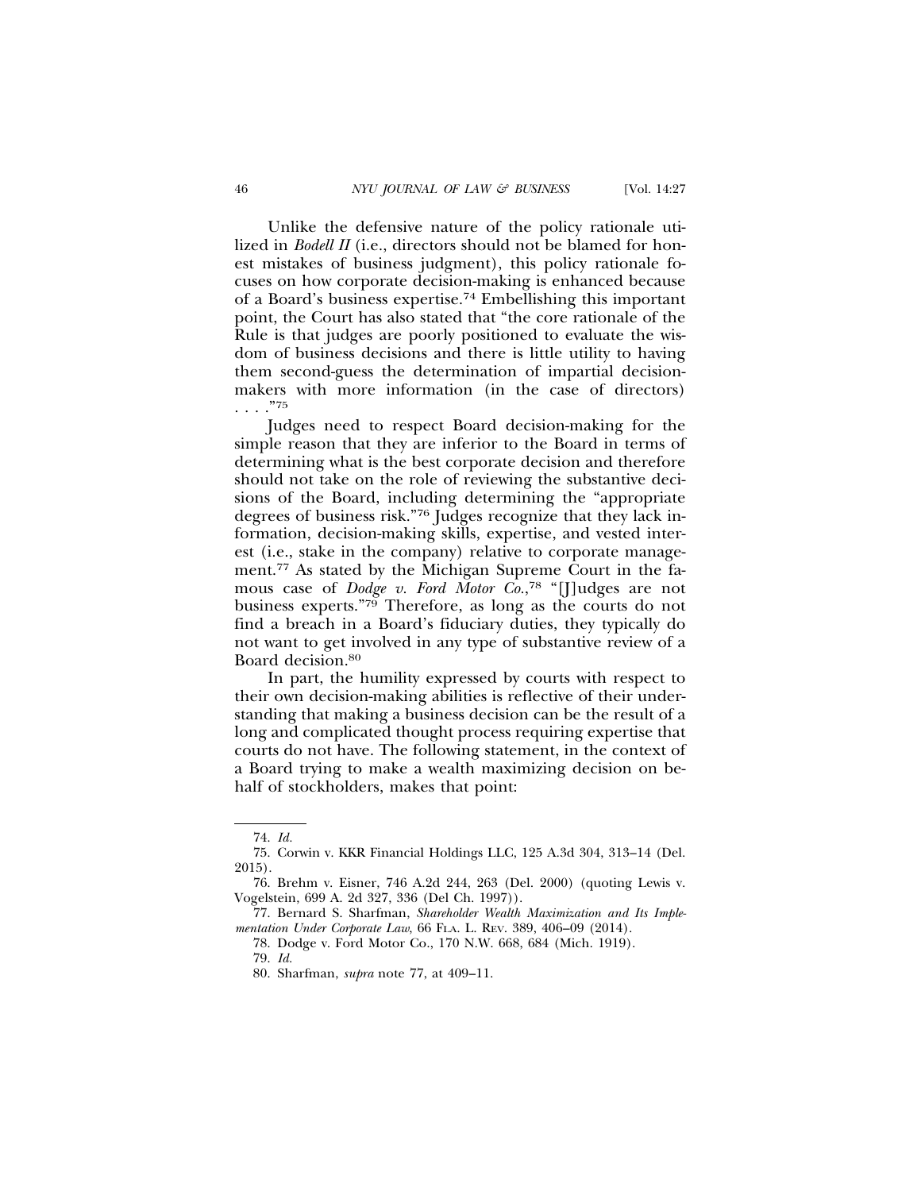Unlike the defensive nature of the policy rationale utilized in *Bodell II* (i.e., directors should not be blamed for honest mistakes of business judgment), this policy rationale focuses on how corporate decision-making is enhanced because of a Board's business expertise.[74] Embellishing this important point, the Court has also stated that "the core rationale of the Rule is that judges are poorly positioned to evaluate the wisdom of business decisions and there is little utility to having them second-guess the determination of impartial decision-makers with more information (in the case of directors) . . . ."[75]

Judges need to respect Board decision-making for the simple reason that they are inferior to the Board in terms of determining what is the best corporate decision and therefore should not take on the role of reviewing the substantive decisions of the Board, including determining the "appropriate degrees of business risk."[76] Judges recognize that they lack information, decision-making skills, expertise, and vested interest (i.e., stake in the company) relative to corporate management.[77] As stated by the Michigan Supreme Court in the famous case of *Dodge v. Ford Motor Co.*,[78] "[J]udges are not business experts."[79] Therefore, as long as the courts do not find a breach in a Board's fiduciary duties, they typically do not want to get involved in any type of substantive review of a Board decision.[80]

In part, the humility expressed by courts with respect to their own decision-making abilities is reflective of their understanding that making a business decision can be the result of a long and complicated thought process requiring expertise that courts do not have. The following statement, in the context of a Board trying to make a wealth maximizing decision on behalf of stockholders, makes that point:

---

74. *Id.*

75. Corwin v. KKR Financial Holdings LLC, 125 A.3d 304, 313–14 (Del. 2015).

76. Brehm v. Eisner, 746 A.2d 244, 263 (Del. 2000) (quoting Lewis v. Vogelstein, 699 A. 2d 327, 336 (Del Ch. 1997)).

77. Bernard S. Sharfman, *Shareholder Wealth Maximization and Its Implementation Under Corporate Law*, 66 FLA. L. REV. 389, 406–09 (2014).

78. Dodge v. Ford Motor Co., 170 N.W. 668, 684 (Mich. 1919).

79. *Id.*

80. Sharfman, *supra* note 77, at 409–11.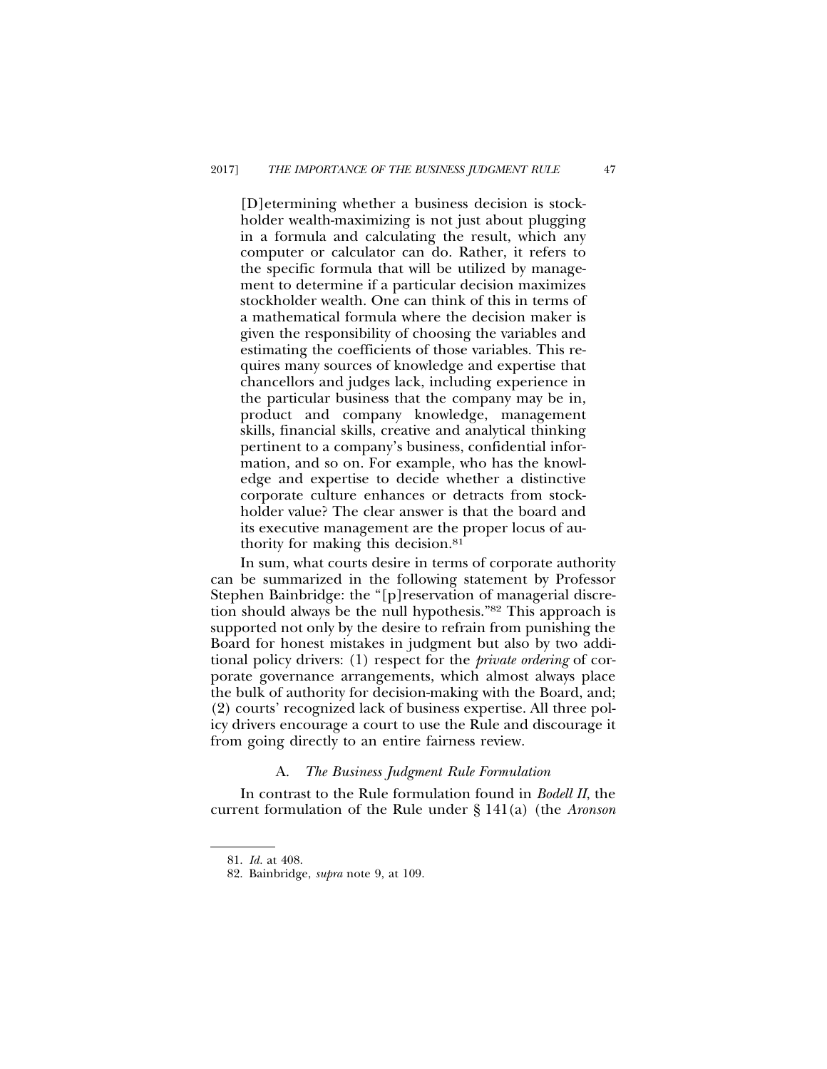> [D]etermining whether a business decision is stockholder wealth-maximizing is not just about plugging in a formula and calculating the result, which any computer or calculator can do. Rather, it refers to the specific formula that will be utilized by management to determine if a particular decision maximizes stockholder wealth. One can think of this in terms of a mathematical formula where the decision maker is given the responsibility of choosing the variables and estimating the coefficients of those variables. This requires many sources of knowledge and expertise that chancellors and judges lack, including experience in the particular business that the company may be in, product and company knowledge, management skills, financial skills, creative and analytical thinking pertinent to a company's business, confidential information, and so on. For example, who has the knowledge and expertise to decide whether a distinctive corporate culture enhances or detracts from stockholder value? The clear answer is that the board and its executive management are the proper locus of authority for making this decision.[81]

In sum, what courts desire in terms of corporate authority can be summarized in the following statement by Professor Stephen Bainbridge: the "[p]reservation of managerial discretion should always be the null hypothesis."[82] This approach is supported not only by the desire to refrain from punishing the Board for honest mistakes in judgment but also by two additional policy drivers: (1) respect for the *private ordering* of corporate governance arrangements, which almost always place the bulk of authority for decision-making with the Board, and; (2) courts' recognized lack of business expertise. All three policy drivers encourage a court to use the Rule and discourage it from going directly to an entire fairness review.

### A. *The Business Judgment Rule Formulation*

In contrast to the Rule formulation found in *Bodell II*, the current formulation of the Rule under § 141(a) (the *Aronson*

---

81. *Id.* at 408.

82. Bainbridge, *supra* note 9, at 109.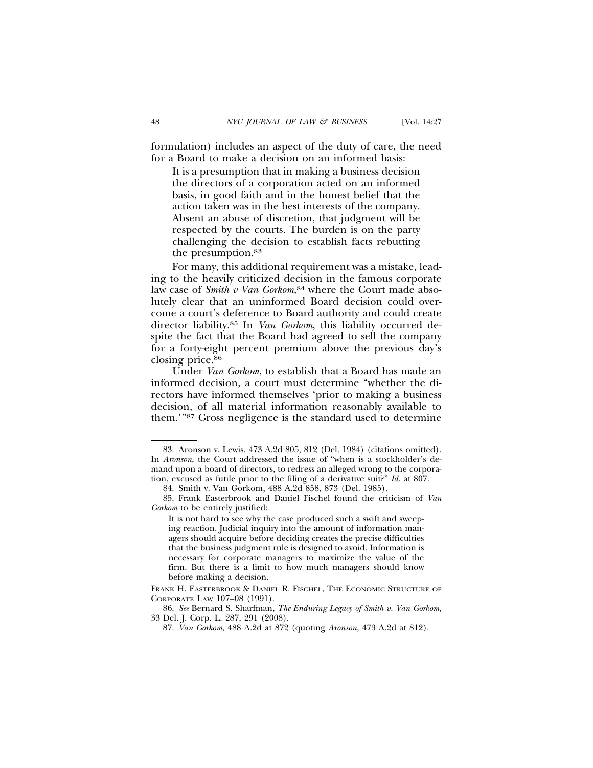formulation) includes an aspect of the duty of care, the need for a Board to make a decision on an informed basis:

> It is a presumption that in making a business decision the directors of a corporation acted on an informed basis, in good faith and in the honest belief that the action taken was in the best interests of the company. Absent an abuse of discretion, that judgment will be respected by the courts. The burden is on the party challenging the decision to establish facts rebutting the presumption.[83]

For many, this additional requirement was a mistake, leading to the heavily criticized decision in the famous corporate law case of *Smith v Van Gorkom*,[84] where the Court made absolutely clear that an uninformed Board decision could overcome a court's deference to Board authority and could create director liability.[85] In *Van Gorkom*, this liability occurred despite the fact that the Board had agreed to sell the company for a forty-eight percent premium above the previous day's closing price.[86]

Under *Van Gorkom*, to establish that a Board has made an informed decision, a court must determine "whether the directors have informed themselves 'prior to making a business decision, of all material information reasonably available to them.'"[87] Gross negligence is the standard used to determine

---

83. Aronson v. Lewis, 473 A.2d 805, 812 (Del. 1984) (citations omitted). In *Aronson*, the Court addressed the issue of "when is a stockholder's demand upon a board of directors, to redress an alleged wrong to the corporation, excused as futile prior to the filing of a derivative suit?" *Id.* at 807.

84. Smith v. Van Gorkom, 488 A.2d 858, 873 (Del. 1985).

85. Frank Easterbrook and Daniel Fischel found the criticism of *Van Gorkom* to be entirely justified:

> It is not hard to see why the case produced such a swift and sweeping reaction. Judicial inquiry into the amount of information managers should acquire before deciding creates the precise difficulties that the business judgment rule is designed to avoid. Information is necessary for corporate managers to maximize the value of the firm. But there is a limit to how much managers should know before making a decision.

FRANK H. EASTERBROOK & DANIEL R. FISCHEL, THE ECONOMIC STRUCTURE OF CORPORATE LAW 107–08 (1991).

86. *See* Bernard S. Sharfman, *The Enduring Legacy of Smith v. Van Gorkom*, 33 Del. J. Corp. L. 287, 291 (2008).

87. *Van Gorkom*, 488 A.2d at 872 (quoting *Aronson*, 473 A.2d at 812).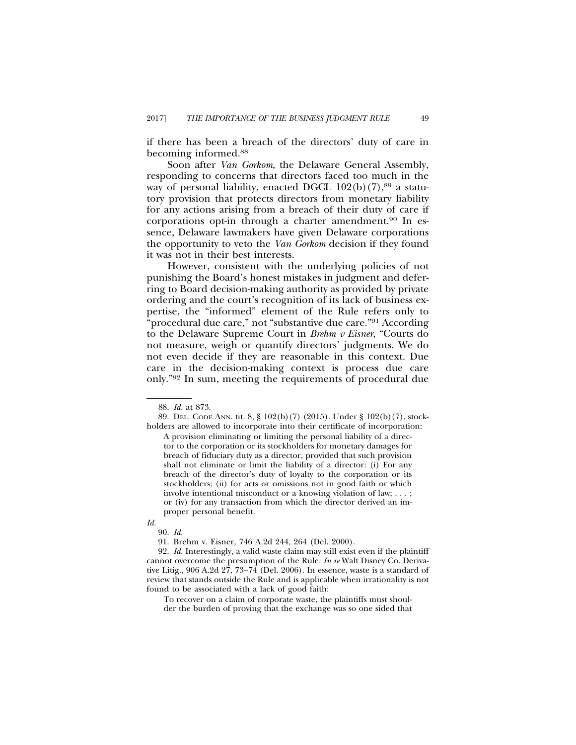if there has been a breach of the directors' duty of care in becoming informed.[88]

Soon after *Van Gorkom*, the Delaware General Assembly, responding to concerns that directors faced too much in the way of personal liability, enacted DGCL 102(b)(7),[89] a statutory provision that protects directors from monetary liability for any actions arising from a breach of their duty of care if corporations opt-in through a charter amendment.[90] In essence, Delaware lawmakers have given Delaware corporations the opportunity to veto the *Van Gorkom* decision if they found it was not in their best interests.

However, consistent with the underlying policies of not punishing the Board's honest mistakes in judgment and deferring to Board decision-making authority as provided by private ordering and the court's recognition of its lack of business expertise, the "informed" element of the Rule refers only to "procedural due care," not "substantive due care."[91] According to the Delaware Supreme Court in *Brehm v Eisner*, "Courts do not measure, weigh or quantify directors' judgments. We do not even decide if they are reasonable in this context. Due care in the decision-making context is process due care only."[92] In sum, meeting the requirements of procedural due

---

88. *Id.* at 873.

89. DEL. CODE ANN. tit. 8, § 102(b)(7) (2015). Under § 102(b)(7), stockholders are allowed to incorporate into their certificate of incorporation:

> A provision eliminating or limiting the personal liability of a director to the corporation or its stockholders for monetary damages for breach of fiduciary duty as a director, provided that such provision shall not eliminate or limit the liability of a director: (i) For any breach of the director's duty of loyalty to the corporation or its stockholders; (ii) for acts or omissions not in good faith or which involve intentional misconduct or a knowing violation of law; . . . ; or (iv) for any transaction from which the director derived an improper personal benefit.

*Id.*

90. *Id.*

91. Brehm v. Eisner, 746 A.2d 244, 264 (Del. 2000).

92. *Id.* Interestingly, a valid waste claim may still exist even if the plaintiff cannot overcome the presumption of the Rule. *In re* Walt Disney Co. Derivative Litig., 906 A.2d 27, 73–74 (Del. 2006). In essence, waste is a standard of review that stands outside the Rule and is applicable when irrationality is not found to be associated with a lack of good faith:

> To recover on a claim of corporate waste, the plaintiffs must shoulder the burden of proving that the exchange was so one sided that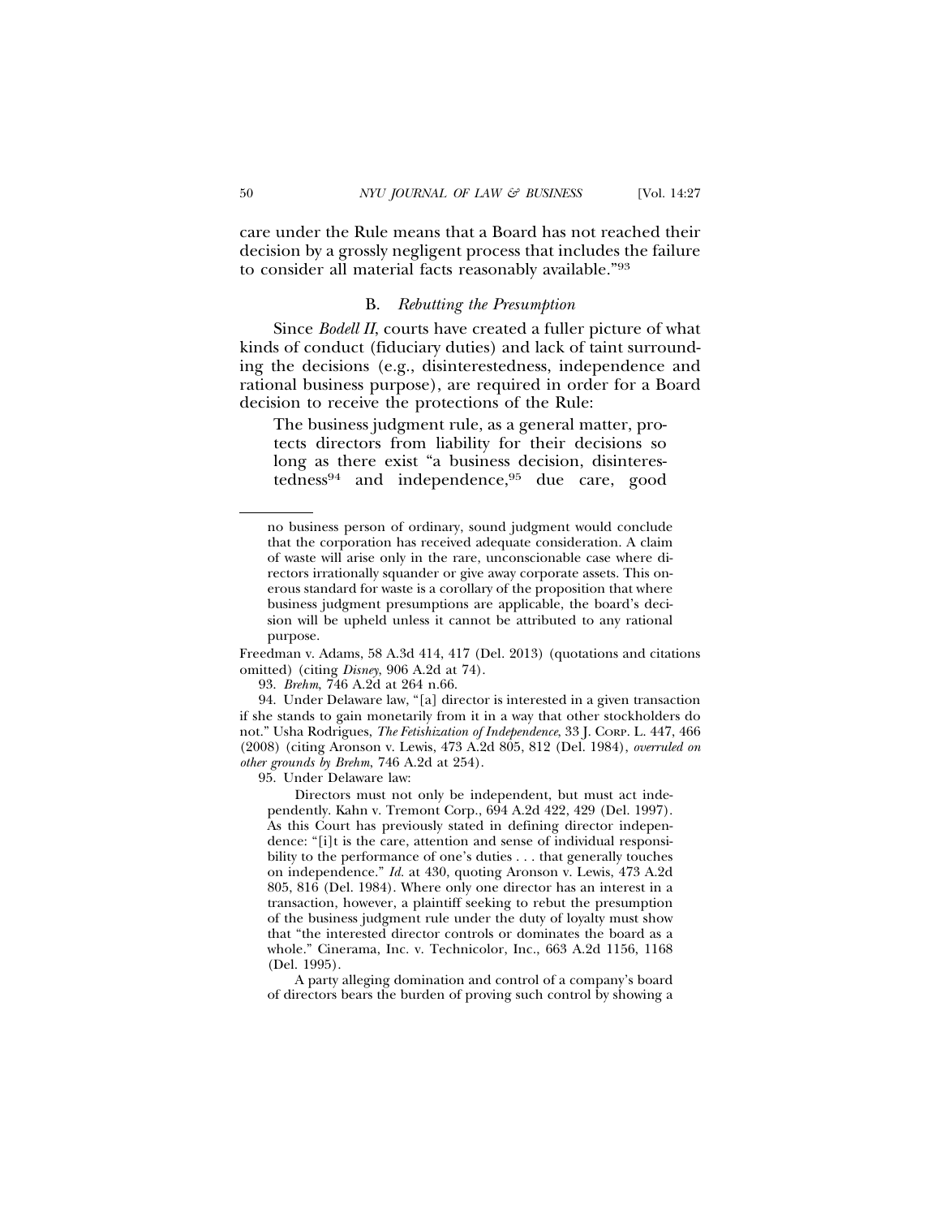care under the Rule means that a Board has not reached their decision by a grossly negligent process that includes the failure to consider all material facts reasonably available."[93]

### B. *Rebutting the Presumption*

Since *Bodell II*, courts have created a fuller picture of what kinds of conduct (fiduciary duties) and lack of taint surrounding the decisions (e.g., disinterestedness, independence and rational business purpose), are required in order for a Board decision to receive the protections of the Rule:

> The business judgment rule, as a general matter, protects directors from liability for their decisions so long as there exist "a business decision, disinterestedness[94] and independence,[95] due care, good

---

> no business person of ordinary, sound judgment would conclude that the corporation has received adequate consideration. A claim of waste will arise only in the rare, unconscionable case where directors irrationally squander or give away corporate assets. This onerous standard for waste is a corollary of the proposition that where business judgment presumptions are applicable, the board's decision will be upheld unless it cannot be attributed to any rational purpose.

Freedman v. Adams, 58 A.3d 414, 417 (Del. 2013) (quotations and citations omitted) (citing *Disney*, 906 A.2d at 74).

93. *Brehm*, 746 A.2d at 264 n.66.

94. Under Delaware law, "[a] director is interested in a given transaction if she stands to gain monetarily from it in a way that other stockholders do not." Usha Rodrigues, *The Fetishization of Independence*, 33 J. CORP. L. 447, 466 (2008) (citing Aronson v. Lewis, 473 A.2d 805, 812 (Del. 1984), *overruled on other grounds by Brehm*, 746 A.2d at 254).

95. Under Delaware law:

> Directors must not only be independent, but must act independently. Kahn v. Tremont Corp., 694 A.2d 422, 429 (Del. 1997). As this Court has previously stated in defining director independence: "[i]t is the care, attention and sense of individual responsibility to the performance of one's duties . . . that generally touches on independence." *Id.* at 430, quoting Aronson v. Lewis, 473 A.2d 805, 816 (Del. 1984). Where only one director has an interest in a transaction, however, a plaintiff seeking to rebut the presumption of the business judgment rule under the duty of loyalty must show that "the interested director controls or dominates the board as a whole." Cinerama, Inc. v. Technicolor, Inc., 663 A.2d 1156, 1168 (Del. 1995).
>
> A party alleging domination and control of a company's board of directors bears the burden of proving such control by showing a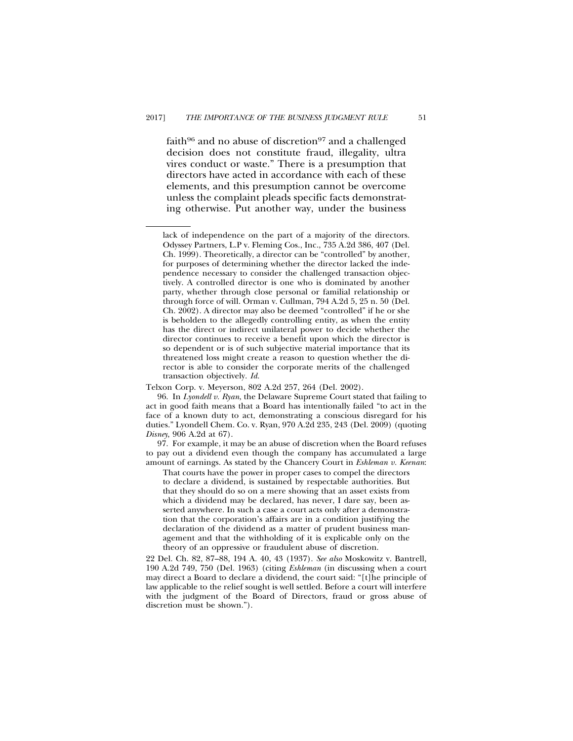faith[96] and no abuse of discretion[97] and a challenged decision does not constitute fraud, illegality, ultra vires conduct or waste." There is a presumption that directors have acted in accordance with each of these elements, and this presumption cannot be overcome unless the complaint pleads specific facts demonstrating otherwise. Put another way, under the business

---

lack of independence on the part of a majority of the directors. Odyssey Partners, L.P v. Fleming Cos., Inc., 735 A.2d 386, 407 (Del. Ch. 1999). Theoretically, a director can be "controlled" by another, for purposes of determining whether the director lacked the independence necessary to consider the challenged transaction objectively. A controlled director is one who is dominated by another party, whether through close personal or familial relationship or through force of will. Orman v. Cullman, 794 A.2d 5, 25 n. 50 (Del. Ch. 2002). A director may also be deemed "controlled" if he or she is beholden to the allegedly controlling entity, as when the entity has the direct or indirect unilateral power to decide whether the director continues to receive a benefit upon which the director is so dependent or is of such subjective material importance that its threatened loss might create a reason to question whether the director is able to consider the corporate merits of the challenged transaction objectively. *Id.*

Telxon Corp. v. Meyerson, 802 A.2d 257, 264 (Del. 2002).

96. In *Lyondell v. Ryan*, the Delaware Supreme Court stated that failing to act in good faith means that a Board has intentionally failed "to act in the face of a known duty to act, demonstrating a conscious disregard for his duties." Lyondell Chem. Co. v. Ryan, 970 A.2d 235, 243 (Del. 2009) (quoting *Disney*, 906 A.2d at 67).

97. For example, it may be an abuse of discretion when the Board refuses to pay out a dividend even though the company has accumulated a large amount of earnings. As stated by the Chancery Court in *Eshleman v. Keenan*:

> That courts have the power in proper cases to compel the directors to declare a dividend, is sustained by respectable authorities. But that they should do so on a mere showing that an asset exists from which a dividend may be declared, has never, I dare say, been asserted anywhere. In such a case a court acts only after a demonstration that the corporation's affairs are in a condition justifying the declaration of the dividend as a matter of prudent business management and that the withholding of it is explicable only on the theory of an oppressive or fraudulent abuse of discretion.

22 Del. Ch. 82, 87–88, 194 A. 40, 43 (1937). *See also* Moskowitz v. Bantrell, 190 A.2d 749, 750 (Del. 1963) (citing *Eshleman* (in discussing when a court may direct a Board to declare a dividend, the court said: "[t]he principle of law applicable to the relief sought is well settled. Before a court will interfere with the judgment of the Board of Directors, fraud or gross abuse of discretion must be shown.").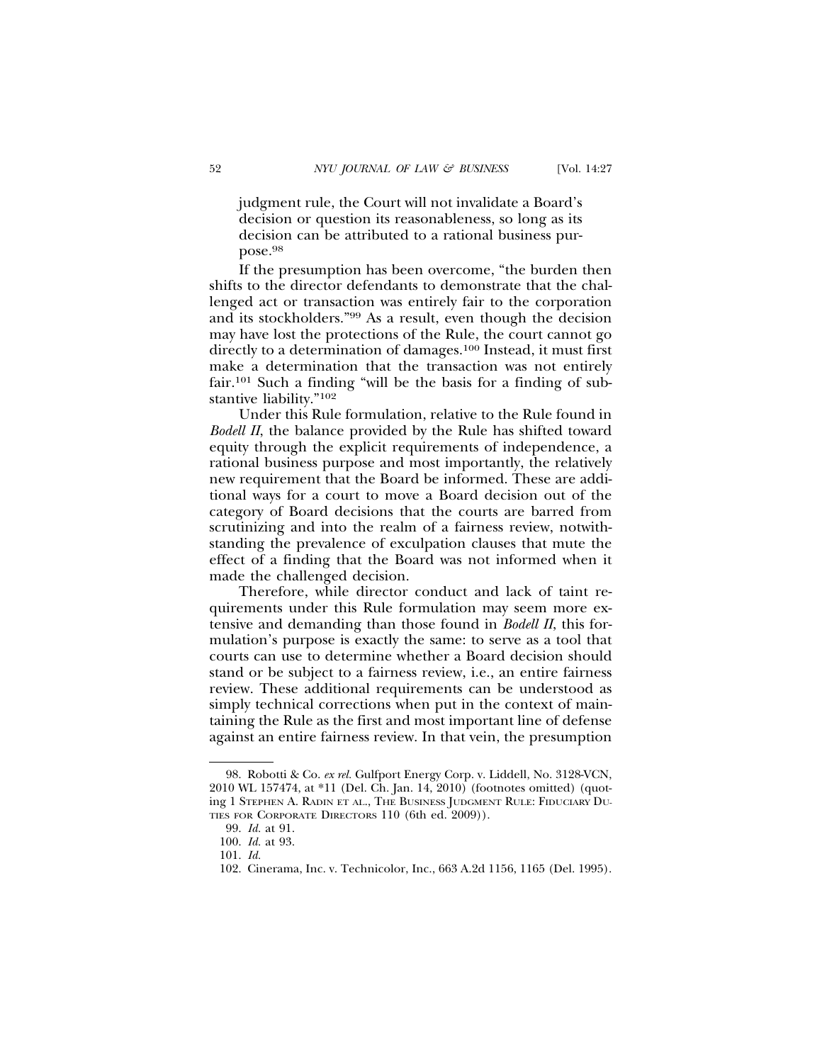> judgment rule, the Court will not invalidate a Board's decision or question its reasonableness, so long as its decision can be attributed to a rational business purpose.[98]

If the presumption has been overcome, "the burden then shifts to the director defendants to demonstrate that the challenged act or transaction was entirely fair to the corporation and its stockholders."[99] As a result, even though the decision may have lost the protections of the Rule, the court cannot go directly to a determination of damages.[100] Instead, it must first make a determination that the transaction was not entirely fair.[101] Such a finding "will be the basis for a finding of substantive liability."[102]

Under this Rule formulation, relative to the Rule found in *Bodell II*, the balance provided by the Rule has shifted toward equity through the explicit requirements of independence, a rational business purpose and most importantly, the relatively new requirement that the Board be informed. These are additional ways for a court to move a Board decision out of the category of Board decisions that the courts are barred from scrutinizing and into the realm of a fairness review, notwithstanding the prevalence of exculpation clauses that mute the effect of a finding that the Board was not informed when it made the challenged decision.

Therefore, while director conduct and lack of taint requirements under this Rule formulation may seem more extensive and demanding than those found in *Bodell II*, this formulation's purpose is exactly the same: to serve as a tool that courts can use to determine whether a Board decision should stand or be subject to a fairness review, i.e., an entire fairness review. These additional requirements can be understood as simply technical corrections when put in the context of maintaining the Rule as the first and most important line of defense against an entire fairness review. In that vein, the presumption

---

98. Robotti & Co. *ex rel.* Gulfport Energy Corp. v. Liddell, No. 3128-VCN, 2010 WL 157474, at *11 (Del. Ch. Jan. 14, 2010) (footnotes omitted) (quoting 1 STEPHEN A. RADIN ET AL., THE BUSINESS JUDGMENT RULE: FIDUCIARY DUTIES FOR CORPORATE DIRECTORS 110 (6th ed. 2009)).

99. *Id.* at 91.

100. *Id.* at 93.

101. *Id.*

102. Cinerama, Inc. v. Technicolor, Inc., 663 A.2d 1156, 1165 (Del. 1995).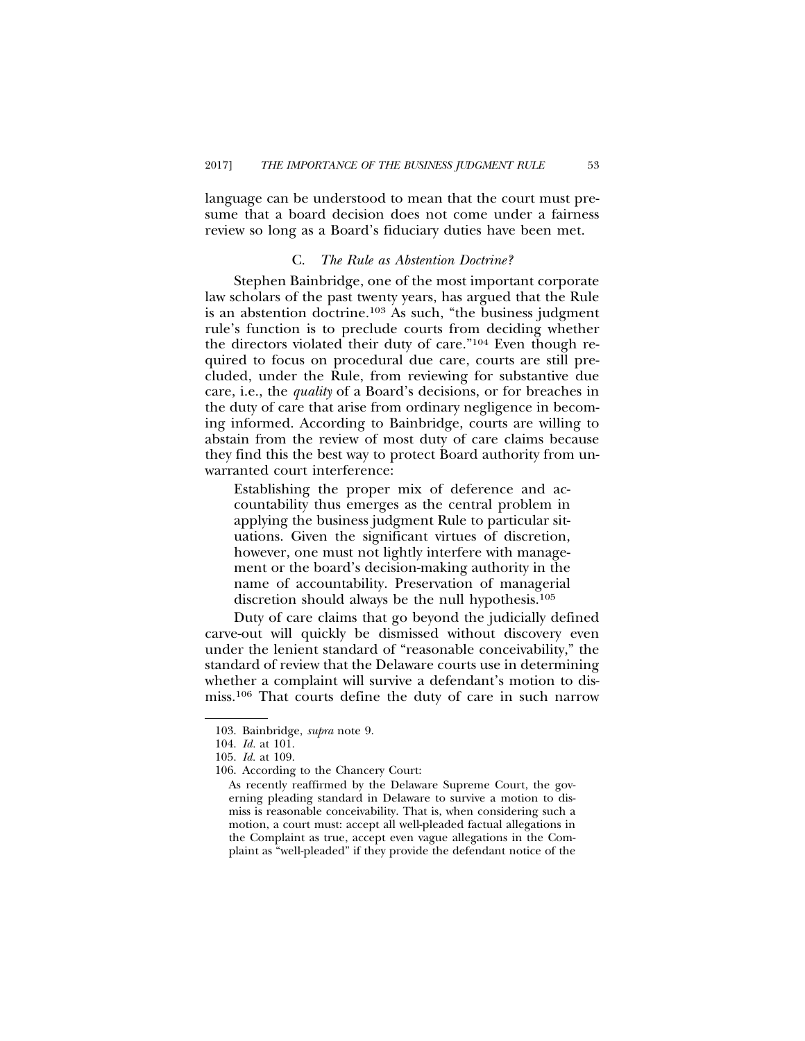language can be understood to mean that the court must presume that a board decision does not come under a fairness review so long as a Board's fiduciary duties have been met.

### C. *The Rule as Abstention Doctrine?*

Stephen Bainbridge, one of the most important corporate law scholars of the past twenty years, has argued that the Rule is an abstention doctrine.[103] As such, "the business judgment rule's function is to preclude courts from deciding whether the directors violated their duty of care."[104] Even though required to focus on procedural due care, courts are still precluded, under the Rule, from reviewing for substantive due care, i.e., the *quality* of a Board's decisions, or for breaches in the duty of care that arise from ordinary negligence in becoming informed. According to Bainbridge, courts are willing to abstain from the review of most duty of care claims because they find this the best way to protect Board authority from unwarranted court interference:

> Establishing the proper mix of deference and accountability thus emerges as the central problem in applying the business judgment Rule to particular situations. Given the significant virtues of discretion, however, one must not lightly interfere with management or the board's decision-making authority in the name of accountability. Preservation of managerial discretion should always be the null hypothesis.[105]

Duty of care claims that go beyond the judicially defined carve-out will quickly be dismissed without discovery even under the lenient standard of "reasonable conceivability," the standard of review that the Delaware courts use in determining whether a complaint will survive a defendant's motion to dismiss.[106] That courts define the duty of care in such narrow

---

103. Bainbridge, *supra* note 9.

104. *Id.* at 101.

105. *Id.* at 109.

106. According to the Chancery Court:

> As recently reaffirmed by the Delaware Supreme Court, the governing pleading standard in Delaware to survive a motion to dismiss is reasonable conceivability. That is, when considering such a motion, a court must: accept all well-pleaded factual allegations in the Complaint as true, accept even vague allegations in the Complaint as "well-pleaded" if they provide the defendant notice of the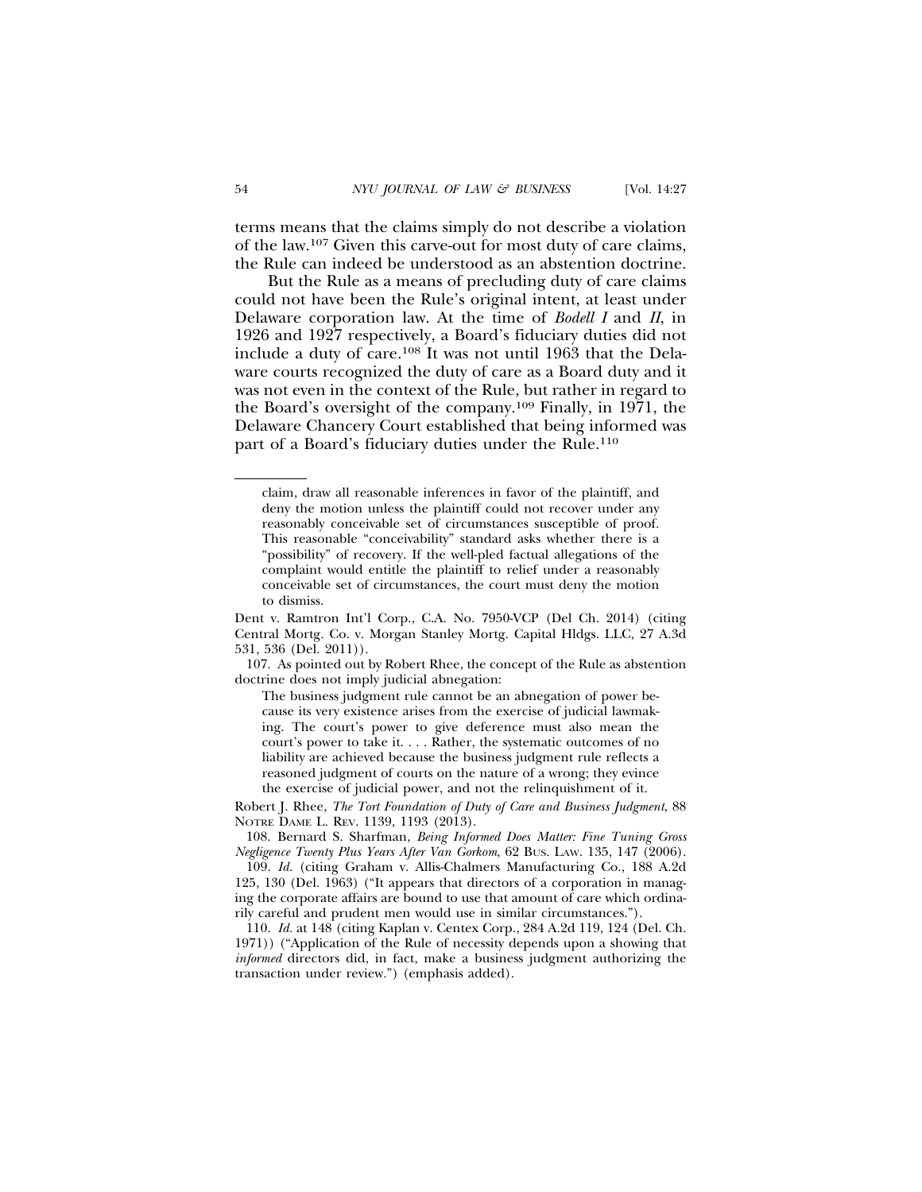terms means that the claims simply do not describe a violation of the law.[107] Given this carve-out for most duty of care claims, the Rule can indeed be understood as an abstention doctrine.

But the Rule as a means of precluding duty of care claims could not have been the Rule's original intent, at least under Delaware corporation law. At the time of *Bodell I* and *II*, in 1926 and 1927 respectively, a Board's fiduciary duties did not include a duty of care.[108] It was not until 1963 that the Delaware courts recognized the duty of care as a Board duty and it was not even in the context of the Rule, but rather in regard to the Board's oversight of the company.[109] Finally, in 1971, the Delaware Chancery Court established that being informed was part of a Board's fiduciary duties under the Rule.[110]

---

> claim, draw all reasonable inferences in favor of the plaintiff, and deny the motion unless the plaintiff could not recover under any reasonably conceivable set of circumstances susceptible of proof. This reasonable "conceivability" standard asks whether there is a "possibility" of recovery. If the well-pled factual allegations of the complaint would entitle the plaintiff to relief under a reasonably conceivable set of circumstances, the court must deny the motion to dismiss.

Dent v. Ramtron Int'l Corp., C.A. No. 7950-VCP (Del Ch. 2014) (citing Central Mortg. Co. v. Morgan Stanley Mortg. Capital Hldgs. LLC, 27 A.3d 531, 536 (Del. 2011)).

107. As pointed out by Robert Rhee, the concept of the Rule as abstention doctrine does not imply judicial abnegation:

> The business judgment rule cannot be an abnegation of power because its very existence arises from the exercise of judicial lawmaking. The court's power to give deference must also mean the court's power to take it. . . . Rather, the systematic outcomes of no liability are achieved because the business judgment rule reflects a reasoned judgment of courts on the nature of a wrong; they evince the exercise of judicial power, and not the relinquishment of it.

Robert J. Rhee, *The Tort Foundation of Duty of Care and Business Judgment*, 88 NOTRE DAME L. REV. 1139, 1193 (2013).

108. Bernard S. Sharfman, *Being Informed Does Matter: Fine Tuning Gross Negligence Twenty Plus Years After Van Gorkom*, 62 BUS. LAW. 135, 147 (2006).

109. *Id.* (citing Graham v. Allis-Chalmers Manufacturing Co., 188 A.2d 125, 130 (Del. 1963) ("It appears that directors of a corporation in managing the corporate affairs are bound to use that amount of care which ordinarily careful and prudent men would use in similar circumstances.").

110. *Id.* at 148 (citing Kaplan v. Centex Corp., 284 A.2d 119, 124 (Del. Ch. 1971)) ("Application of the Rule of necessity depends upon a showing that *informed* directors did, in fact, make a business judgment authorizing the transaction under review.") (emphasis added).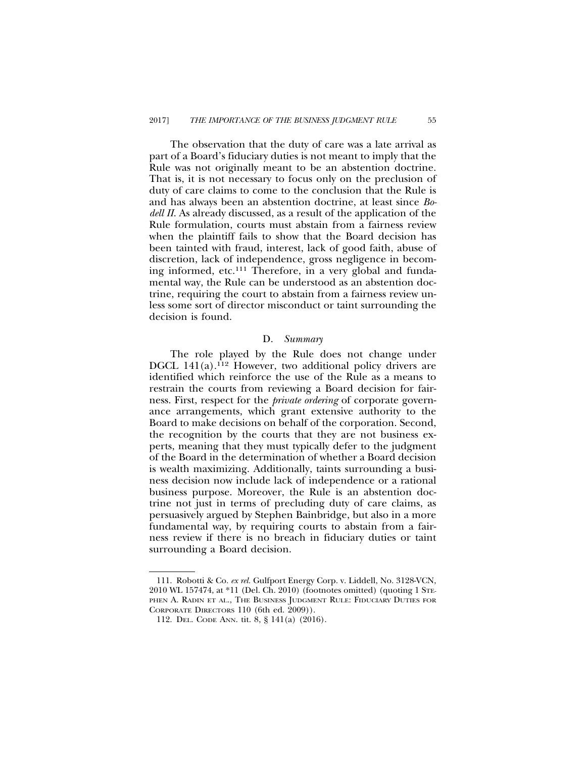The observation that the duty of care was a late arrival as part of a Board's fiduciary duties is not meant to imply that the Rule was not originally meant to be an abstention doctrine. That is, it is not necessary to focus only on the preclusion of duty of care claims to come to the conclusion that the Rule is and has always been an abstention doctrine, at least since *Bodell II*. As already discussed, as a result of the application of the Rule formulation, courts must abstain from a fairness review when the plaintiff fails to show that the Board decision has been tainted with fraud, interest, lack of good faith, abuse of discretion, lack of independence, gross negligence in becoming informed, etc.[111] Therefore, in a very global and fundamental way, the Rule can be understood as an abstention doctrine, requiring the court to abstain from a fairness review unless some sort of director misconduct or taint surrounding the decision is found.

### D. *Summary*

The role played by the Rule does not change under DGCL 141(a).[112] However, two additional policy drivers are identified which reinforce the use of the Rule as a means to restrain the courts from reviewing a Board decision for fairness. First, respect for the *private ordering* of corporate governance arrangements, which grant extensive authority to the Board to make decisions on behalf of the corporation. Second, the recognition by the courts that they are not business experts, meaning that they must typically defer to the judgment of the Board in the determination of whether a Board decision is wealth maximizing. Additionally, taints surrounding a business decision now include lack of independence or a rational business purpose. Moreover, the Rule is an abstention doctrine not just in terms of precluding duty of care claims, as persuasively argued by Stephen Bainbridge, but also in a more fundamental way, by requiring courts to abstain from a fairness review if there is no breach in fiduciary duties or taint surrounding a Board decision.

---

111. Robotti & Co. *ex rel.* Gulfport Energy Corp. v. Liddell, No. 3128-VCN, 2010 WL 157474, at *11 (Del. Ch. 2010) (footnotes omitted) (quoting 1 STEPHEN A. RADIN ET AL., THE BUSINESS JUDGMENT RULE: FIDUCIARY DUTIES FOR CORPORATE DIRECTORS 110 (6th ed. 2009)).

112. DEL. CODE ANN. tit. 8, § 141(a) (2016).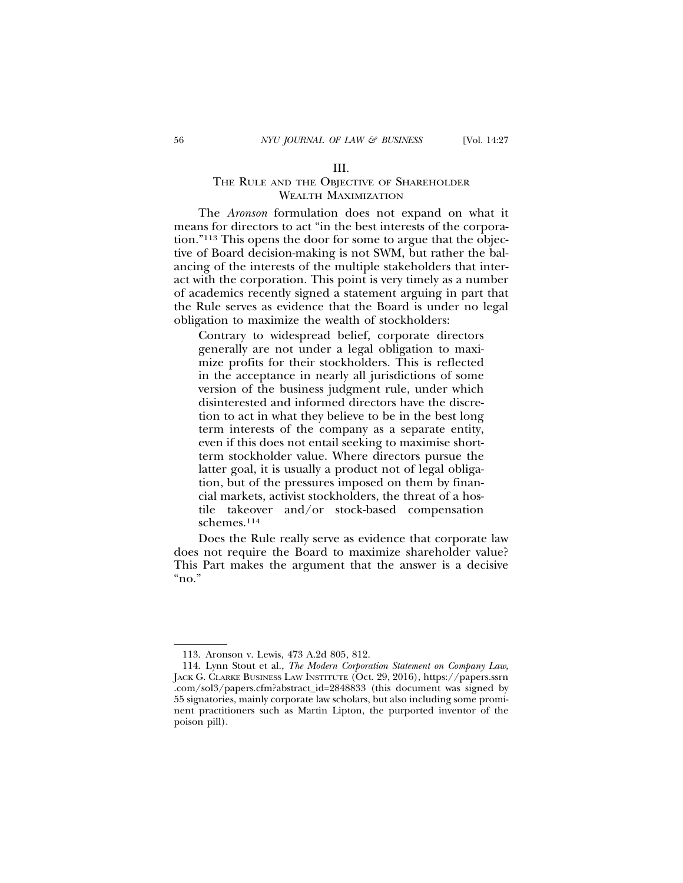## III.
## THE RULE AND THE OBJECTIVE OF SHAREHOLDER WEALTH MAXIMIZATION

The *Aronson* formulation does not expand on what it means for directors to act "in the best interests of the corporation."[113] This opens the door for some to argue that the objective of Board decision-making is not SWM, but rather the balancing of the interests of the multiple stakeholders that interact with the corporation. This point is very timely as a number of academics recently signed a statement arguing in part that the Rule serves as evidence that the Board is under no legal obligation to maximize the wealth of stockholders:

> Contrary to widespread belief, corporate directors generally are not under a legal obligation to maximize profits for their stockholders. This is reflected in the acceptance in nearly all jurisdictions of some version of the business judgment rule, under which disinterested and informed directors have the discretion to act in what they believe to be in the best long term interests of the company as a separate entity, even if this does not entail seeking to maximise short-term stockholder value. Where directors pursue the latter goal, it is usually a product not of legal obligation, but of the pressures imposed on them by financial markets, activist stockholders, the threat of a hostile takeover and/or stock-based compensation schemes.[114]

Does the Rule really serve as evidence that corporate law does not require the Board to maximize shareholder value? This Part makes the argument that the answer is a decisive "no."

---

113. Aronson v. Lewis, 473 A.2d 805, 812.

114. Lynn Stout et al., *The Modern Corporation Statement on Company Law*, JACK G. CLARKE BUSINESS LAW INSTITUTE (Oct. 29, 2016), https://papers.ssrn.com/sol3/papers.cfm?abstract_id=2848833 (this document was signed by 55 signatories, mainly corporate law scholars, but also including some prominent practitioners such as Martin Lipton, the purported inventor of the poison pill).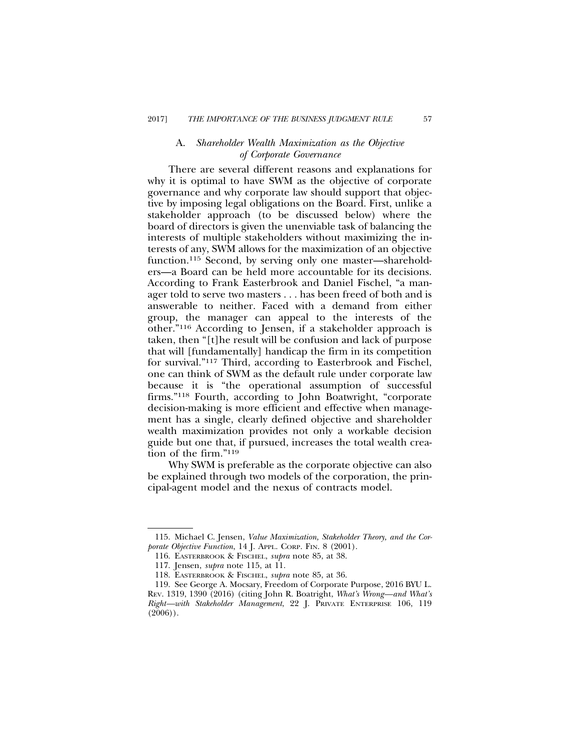### A. *Shareholder Wealth Maximization as the Objective of Corporate Governance*

There are several different reasons and explanations for why it is optimal to have SWM as the objective of corporate governance and why corporate law should support that objective by imposing legal obligations on the Board. First, unlike a stakeholder approach (to be discussed below) where the board of directors is given the unenviable task of balancing the interests of multiple stakeholders without maximizing the interests of any, SWM allows for the maximization of an objective function.[115] Second, by serving only one master—shareholders—a Board can be held more accountable for its decisions. According to Frank Easterbrook and Daniel Fischel, "a manager told to serve two masters . . . has been freed of both and is answerable to neither. Faced with a demand from either group, the manager can appeal to the interests of the other."[116] According to Jensen, if a stakeholder approach is taken, then "[t]he result will be confusion and lack of purpose that will [fundamentally] handicap the firm in its competition for survival."[117] Third, according to Easterbrook and Fischel, one can think of SWM as the default rule under corporate law because it is "the operational assumption of successful firms."[118] Fourth, according to John Boatwright, "corporate decision-making is more efficient and effective when management has a single, clearly defined objective and shareholder wealth maximization provides not only a workable decision guide but one that, if pursued, increases the total wealth creation of the firm."[119]

Why SWM is preferable as the corporate objective can also be explained through two models of the corporation, the principal-agent model and the nexus of contracts model.

---

115. Michael C. Jensen, *Value Maximization, Stakeholder Theory, and the Corporate Objective Function*, 14 J. APPL. CORP. FIN. 8 (2001).

116. EASTERBROOK & FISCHEL, *supra* note 85, at 38.

117. Jensen, *supra* note 115, at 11.

118. EASTERBROOK & FISCHEL, *supra* note 85, at 36.

119. See George A. Mocsary, Freedom of Corporate Purpose, 2016 BYU L. REV. 1319, 1390 (2016) (citing John R. Boatright, *What's Wrong—and What's Right—with Stakeholder Management*, 22 J. PRIVATE ENTERPRISE 106, 119 (2006)).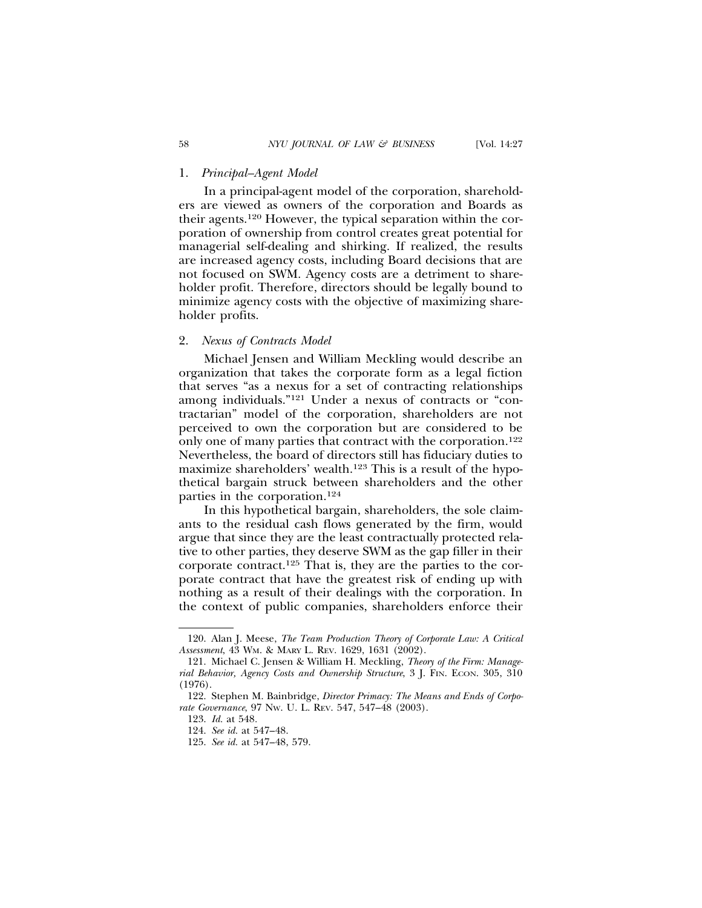### 1. *Principal–Agent Model*

In a principal-agent model of the corporation, shareholders are viewed as owners of the corporation and Boards as their agents.[120] However, the typical separation within the corporation of ownership from control creates great potential for managerial self-dealing and shirking. If realized, the results are increased agency costs, including Board decisions that are not focused on SWM. Agency costs are a detriment to shareholder profit. Therefore, directors should be legally bound to minimize agency costs with the objective of maximizing shareholder profits.

### 2. *Nexus of Contracts Model*

Michael Jensen and William Meckling would describe an organization that takes the corporate form as a legal fiction that serves "as a nexus for a set of contracting relationships among individuals."[121] Under a nexus of contracts or "contractarian" model of the corporation, shareholders are not perceived to own the corporation but are considered to be only one of many parties that contract with the corporation.[122] Nevertheless, the board of directors still has fiduciary duties to maximize shareholders' wealth.[123] This is a result of the hypothetical bargain struck between shareholders and the other parties in the corporation.[124]

In this hypothetical bargain, shareholders, the sole claimants to the residual cash flows generated by the firm, would argue that since they are the least contractually protected relative to other parties, they deserve SWM as the gap filler in their corporate contract.[125] That is, they are the parties to the corporate contract that have the greatest risk of ending up with nothing as a result of their dealings with the corporation. In the context of public companies, shareholders enforce their

---

120. Alan J. Meese, *The Team Production Theory of Corporate Law: A Critical Assessment*, 43 WM. & MARY L. REV. 1629, 1631 (2002).

121. Michael C. Jensen & William H. Meckling, *Theory of the Firm: Managerial Behavior, Agency Costs and Ownership Structure*, 3 J. FIN. ECON. 305, 310 (1976).

122. Stephen M. Bainbridge, *Director Primacy: The Means and Ends of Corporate Governance*, 97 NW. U. L. REV. 547, 547–48 (2003).

123. *Id.* at 548.

124. *See id.* at 547–48.

125. *See id.* at 547–48, 579.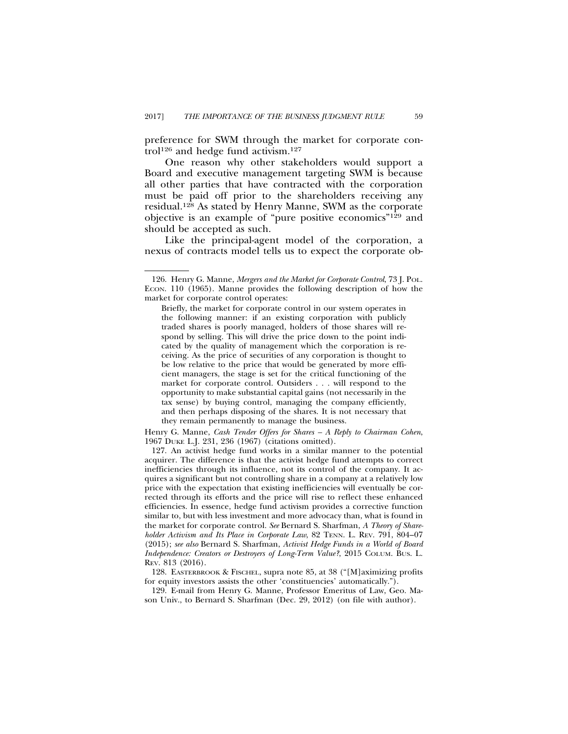preference for SWM through the market for corporate control[126] and hedge fund activism.[127]

One reason why other stakeholders would support a Board and executive management targeting SWM is because all other parties that have contracted with the corporation must be paid off prior to the shareholders receiving any residual.[128] As stated by Henry Manne, SWM as the corporate objective is an example of "pure positive economics"[129] and should be accepted as such.

Like the principal-agent model of the corporation, a nexus of contracts model tells us to expect the corporate ob-

---

126. Henry G. Manne, *Mergers and the Market for Corporate Control*, 73 J. POL. ECON. 110 (1965). Manne provides the following description of how the market for corporate control operates:

> Briefly, the market for corporate control in our system operates in the following manner: if an existing corporation with publicly traded shares is poorly managed, holders of those shares will respond by selling. This will drive the price down to the point indicated by the quality of management which the corporation is receiving. As the price of securities of any corporation is thought to be low relative to the price that would be generated by more efficient managers, the stage is set for the critical functioning of the market for corporate control. Outsiders . . . will respond to the opportunity to make substantial capital gains (not necessarily in the tax sense) by buying control, managing the company efficiently, and then perhaps disposing of the shares. It is not necessary that they remain permanently to manage the business.

Henry G. Manne, *Cash Tender Offers for Shares – A Reply to Chairman Cohen*, 1967 DUKE L.J. 231, 236 (1967) (citations omitted).

127. An activist hedge fund works in a similar manner to the potential acquirer. The difference is that the activist hedge fund attempts to correct inefficiencies through its influence, not its control of the company. It acquires a significant but not controlling share in a company at a relatively low price with the expectation that existing inefficiencies will eventually be corrected through its efforts and the price will rise to reflect these enhanced efficiencies. In essence, hedge fund activism provides a corrective function similar to, but with less investment and more advocacy than, what is found in the market for corporate control. *See* Bernard S. Sharfman, *A Theory of Shareholder Activism and Its Place in Corporate Law*, 82 TENN. L. REV. 791, 804–07 (2015); *see also* Bernard S. Sharfman, *Activist Hedge Funds in a World of Board Independence: Creators or Destroyers of Long-Term Value?*, 2015 COLUM. BUS. L. REV. 813 (2016).

128. EASTERBROOK & FISCHEL, supra note 85, at 38 ("[M]aximizing profits for equity investors assists the other 'constituencies' automatically.").

129. E-mail from Henry G. Manne, Professor Emeritus of Law, Geo. Mason Univ., to Bernard S. Sharfman (Dec. 29, 2012) (on file with author).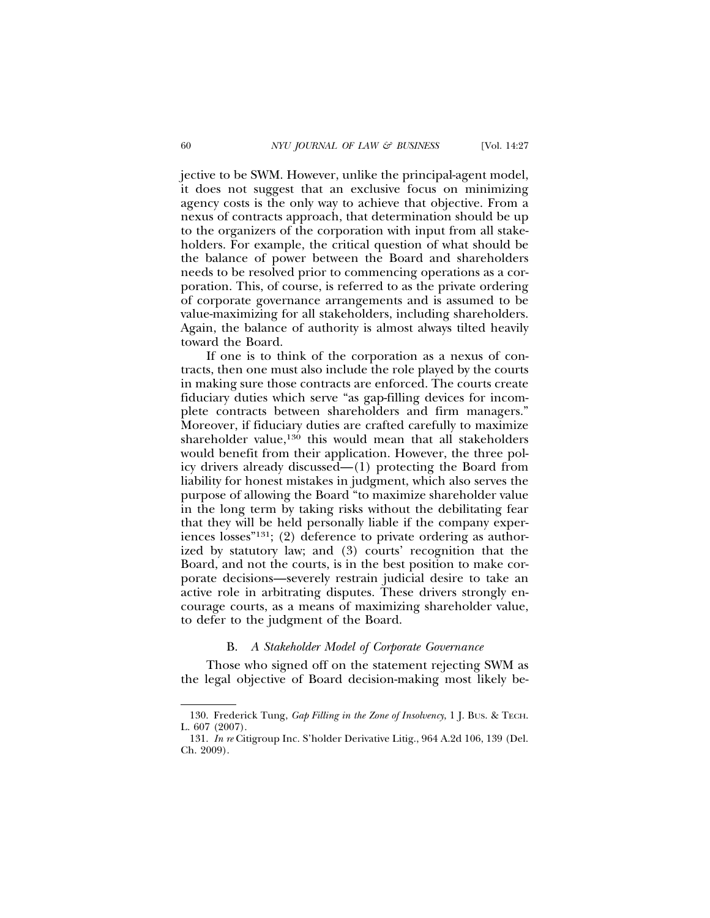jective to be SWM. However, unlike the principal-agent model, it does not suggest that an exclusive focus on minimizing agency costs is the only way to achieve that objective. From a nexus of contracts approach, that determination should be up to the organizers of the corporation with input from all stakeholders. For example, the critical question of what should be the balance of power between the Board and shareholders needs to be resolved prior to commencing operations as a corporation. This, of course, is referred to as the private ordering of corporate governance arrangements and is assumed to be value-maximizing for all stakeholders, including shareholders. Again, the balance of authority is almost always tilted heavily toward the Board.

If one is to think of the corporation as a nexus of contracts, then one must also include the role played by the courts in making sure those contracts are enforced. The courts create fiduciary duties which serve "as gap-filling devices for incomplete contracts between shareholders and firm managers." Moreover, if fiduciary duties are crafted carefully to maximize shareholder value,[130] this would mean that all stakeholders would benefit from their application. However, the three policy drivers already discussed—(1) protecting the Board from liability for honest mistakes in judgment, which also serves the purpose of allowing the Board "to maximize shareholder value in the long term by taking risks without the debilitating fear that they will be held personally liable if the company experiences losses"[131]; (2) deference to private ordering as authorized by statutory law; and (3) courts' recognition that the Board, and not the courts, is in the best position to make corporate decisions—severely restrain judicial desire to take an active role in arbitrating disputes. These drivers strongly encourage courts, as a means of maximizing shareholder value, to defer to the judgment of the Board.

### B. *A Stakeholder Model of Corporate Governance*

Those who signed off on the statement rejecting SWM as the legal objective of Board decision-making most likely be-

---

130. Frederick Tung, *Gap Filling in the Zone of Insolvency*, 1 J. BUS. & TECH. L. 607 (2007).

131. *In re* Citigroup Inc. S'holder Derivative Litig., 964 A.2d 106, 139 (Del. Ch. 2009).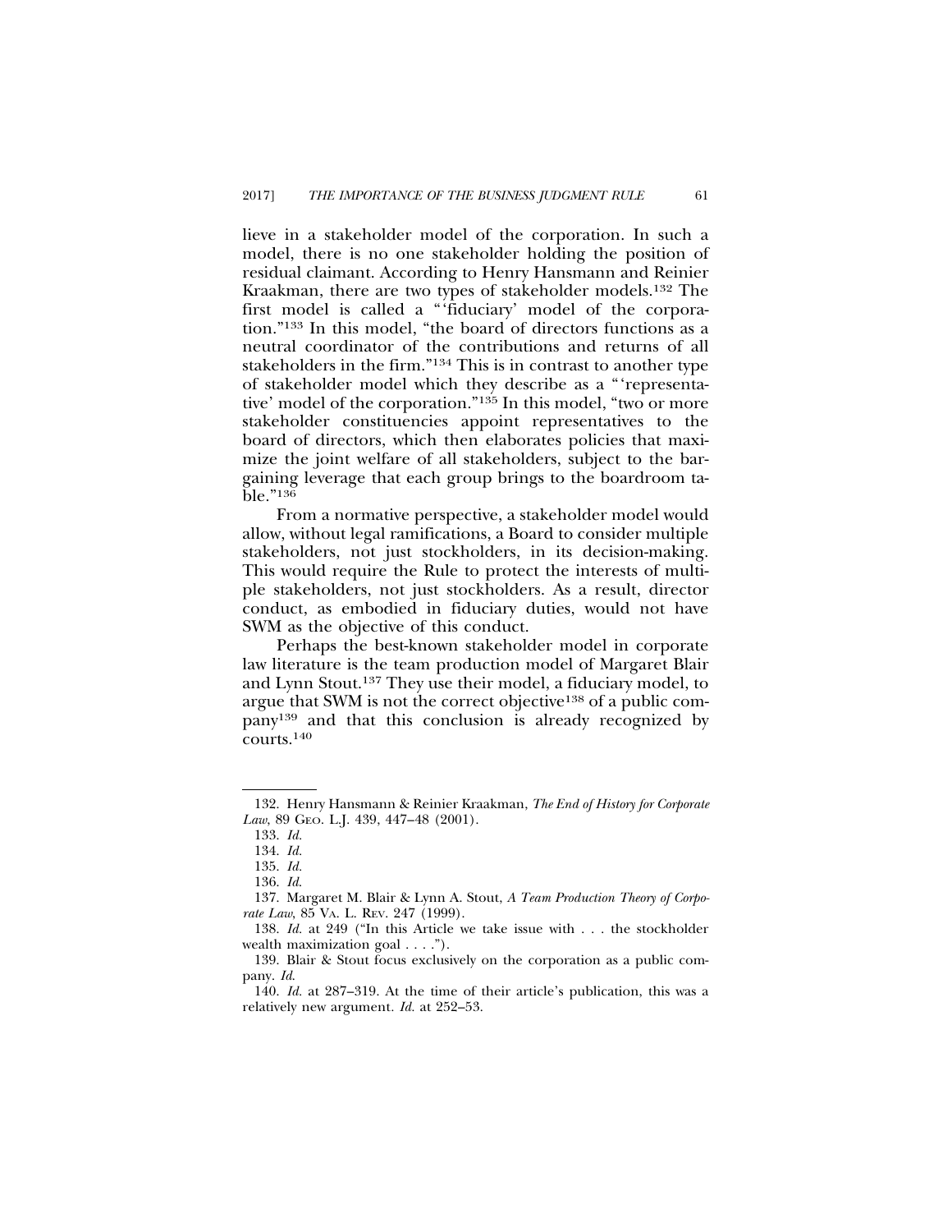lieve in a stakeholder model of the corporation. In such a model, there is no one stakeholder holding the position of residual claimant. According to Henry Hansmann and Reinier Kraakman, there are two types of stakeholder models.[132] The first model is called a "'fiduciary' model of the corporation."[133] In this model, "the board of directors functions as a neutral coordinator of the contributions and returns of all stakeholders in the firm."[134] This is in contrast to another type of stakeholder model which they describe as a "'representative' model of the corporation."[135] In this model, "two or more stakeholder constituencies appoint representatives to the board of directors, which then elaborates policies that maximize the joint welfare of all stakeholders, subject to the bargaining leverage that each group brings to the boardroom table."[136]

From a normative perspective, a stakeholder model would allow, without legal ramifications, a Board to consider multiple stakeholders, not just stockholders, in its decision-making. This would require the Rule to protect the interests of multiple stakeholders, not just stockholders. As a result, director conduct, as embodied in fiduciary duties, would not have SWM as the objective of this conduct.

Perhaps the best-known stakeholder model in corporate law literature is the team production model of Margaret Blair and Lynn Stout.[137] They use their model, a fiduciary model, to argue that SWM is not the correct objective[138] of a public company[139] and that this conclusion is already recognized by courts.[140]

---

132. Henry Hansmann & Reinier Kraakman, *The End of History for Corporate Law*, 89 GEO. L.J. 439, 447–48 (2001).

133. *Id.*

134. *Id.*

135. *Id.*

136. *Id.*

137. Margaret M. Blair & Lynn A. Stout, *A Team Production Theory of Corporate Law*, 85 VA. L. REV. 247 (1999).

138. *Id.* at 249 ("In this Article we take issue with . . . the stockholder wealth maximization goal . . . .").

139. Blair & Stout focus exclusively on the corporation as a public company. *Id.*

140. *Id.* at 287–319. At the time of their article's publication, this was a relatively new argument. *Id.* at 252–53.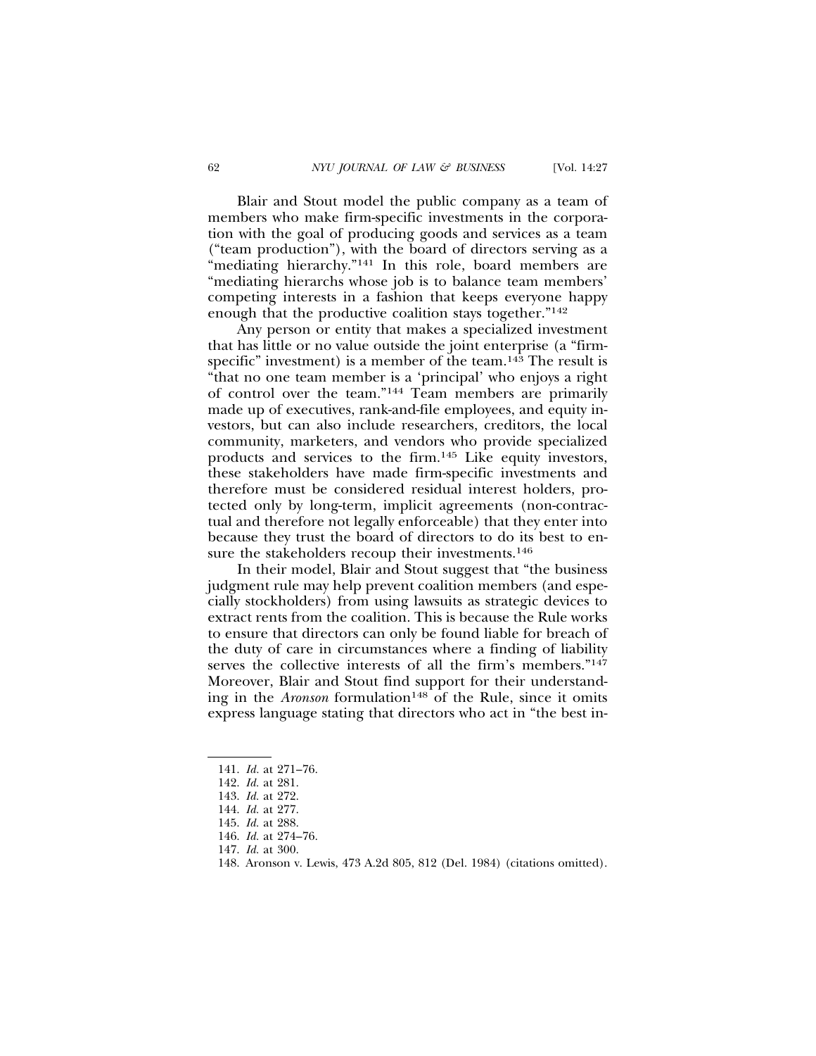Blair and Stout model the public company as a team of members who make firm-specific investments in the corporation with the goal of producing goods and services as a team ("team production"), with the board of directors serving as a "mediating hierarchy."[141] In this role, board members are "mediating hierarchs whose job is to balance team members' competing interests in a fashion that keeps everyone happy enough that the productive coalition stays together."[142]

Any person or entity that makes a specialized investment that has little or no value outside the joint enterprise (a "firm-specific" investment) is a member of the team.[143] The result is "that no one team member is a 'principal' who enjoys a right of control over the team."[144] Team members are primarily made up of executives, rank-and-file employees, and equity investors, but can also include researchers, creditors, the local community, marketers, and vendors who provide specialized products and services to the firm.[145] Like equity investors, these stakeholders have made firm-specific investments and therefore must be considered residual interest holders, protected only by long-term, implicit agreements (non-contractual and therefore not legally enforceable) that they enter into because they trust the board of directors to do its best to ensure the stakeholders recoup their investments.[146]

In their model, Blair and Stout suggest that "the business judgment rule may help prevent coalition members (and especially stockholders) from using lawsuits as strategic devices to extract rents from the coalition. This is because the Rule works to ensure that directors can only be found liable for breach of the duty of care in circumstances where a finding of liability serves the collective interests of all the firm's members."[147] Moreover, Blair and Stout find support for their understanding in the *Aronson* formulation[148] of the Rule, since it omits express language stating that directors who act in "the best in-

---

141. *Id.* at 271–76.
142. *Id.* at 281.
143. *Id.* at 272.
144. *Id.* at 277.
145. *Id.* at 288.
146. *Id.* at 274–76.
147. *Id.* at 300.
148. Aronson v. Lewis, 473 A.2d 805, 812 (Del. 1984) (citations omitted).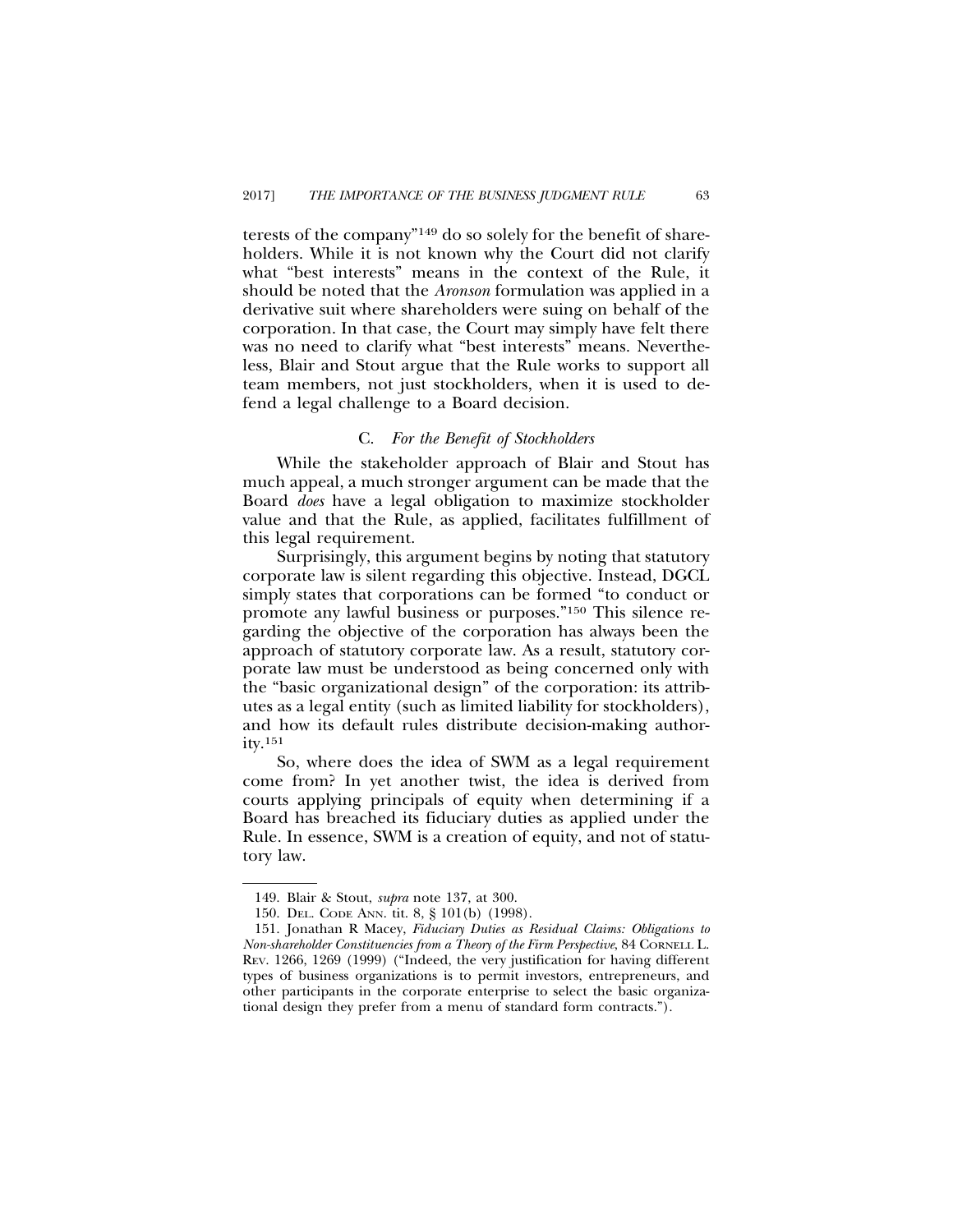terests of the company"[149] do so solely for the benefit of shareholders. While it is not known why the Court did not clarify what "best interests" means in the context of the Rule, it should be noted that the *Aronson* formulation was applied in a derivative suit where shareholders were suing on behalf of the corporation. In that case, the Court may simply have felt there was no need to clarify what "best interests" means. Nevertheless, Blair and Stout argue that the Rule works to support all team members, not just stockholders, when it is used to defend a legal challenge to a Board decision.

### C. *For the Benefit of Stockholders*

While the stakeholder approach of Blair and Stout has much appeal, a much stronger argument can be made that the Board *does* have a legal obligation to maximize stockholder value and that the Rule, as applied, facilitates fulfillment of this legal requirement.

Surprisingly, this argument begins by noting that statutory corporate law is silent regarding this objective. Instead, DGCL simply states that corporations can be formed "to conduct or promote any lawful business or purposes."[150] This silence regarding the objective of the corporation has always been the approach of statutory corporate law. As a result, statutory corporate law must be understood as being concerned only with the "basic organizational design" of the corporation: its attributes as a legal entity (such as limited liability for stockholders), and how its default rules distribute decision-making authority.[151]

So, where does the idea of SWM as a legal requirement come from? In yet another twist, the idea is derived from courts applying principals of equity when determining if a Board has breached its fiduciary duties as applied under the Rule. In essence, SWM is a creation of equity, and not of statutory law.

---

149. Blair & Stout, *supra* note 137, at 300.

150. DEL. CODE ANN. tit. 8, § 101(b) (1998).

151. Jonathan R Macey, *Fiduciary Duties as Residual Claims: Obligations to Non-shareholder Constituencies from a Theory of the Firm Perspective*, 84 CORNELL L. REV. 1266, 1269 (1999) ("Indeed, the very justification for having different types of business organizations is to permit investors, entrepreneurs, and other participants in the corporate enterprise to select the basic organizational design they prefer from a menu of standard form contracts.").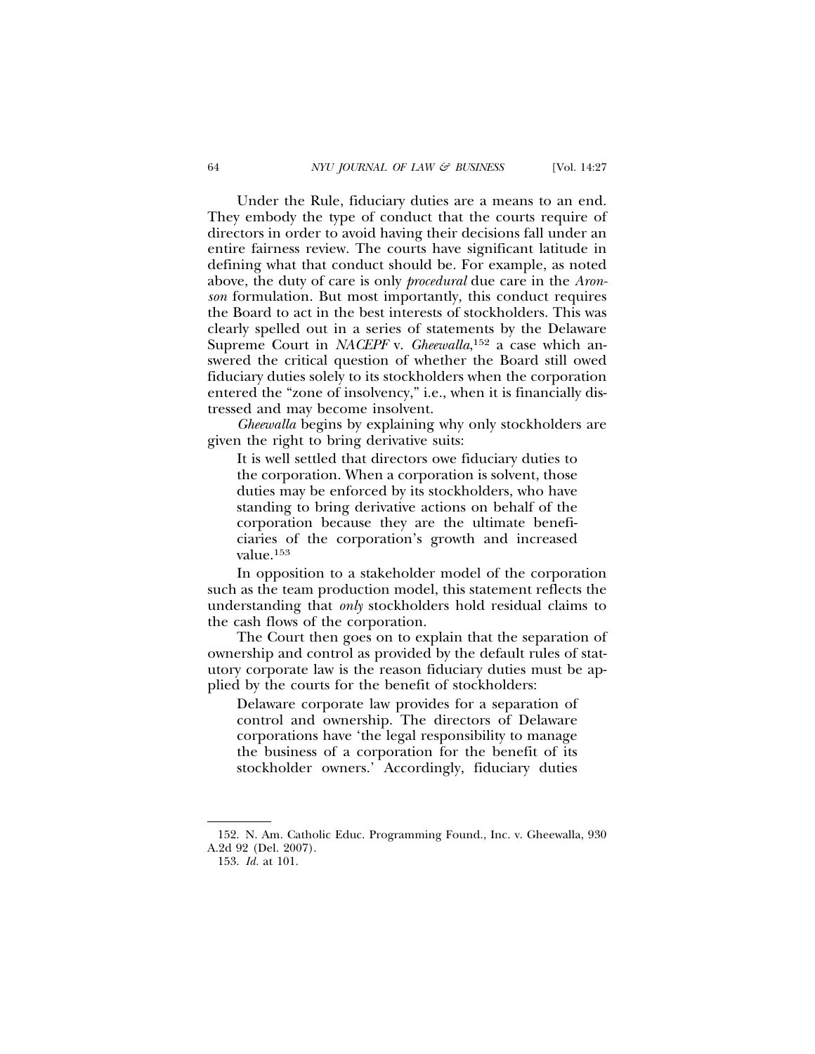Under the Rule, fiduciary duties are a means to an end. They embody the type of conduct that the courts require of directors in order to avoid having their decisions fall under an entire fairness review. The courts have significant latitude in defining what that conduct should be. For example, as noted above, the duty of care is only *procedural* due care in the *Aronson* formulation. But most importantly, this conduct requires the Board to act in the best interests of stockholders. This was clearly spelled out in a series of statements by the Delaware Supreme Court in *NACEPF* v. *Gheewalla*,[152] a case which answered the critical question of whether the Board still owed fiduciary duties solely to its stockholders when the corporation entered the "zone of insolvency," i.e., when it is financially distressed and may become insolvent.

*Gheewalla* begins by explaining why only stockholders are given the right to bring derivative suits:

> It is well settled that directors owe fiduciary duties to the corporation. When a corporation is solvent, those duties may be enforced by its stockholders, who have standing to bring derivative actions on behalf of the corporation because they are the ultimate beneficiaries of the corporation's growth and increased value.[153]

In opposition to a stakeholder model of the corporation such as the team production model, this statement reflects the understanding that *only* stockholders hold residual claims to the cash flows of the corporation.

The Court then goes on to explain that the separation of ownership and control as provided by the default rules of statutory corporate law is the reason fiduciary duties must be applied by the courts for the benefit of stockholders:

> Delaware corporate law provides for a separation of control and ownership. The directors of Delaware corporations have 'the legal responsibility to manage the business of a corporation for the benefit of its stockholder owners.' Accordingly, fiduciary duties

---

152. N. Am. Catholic Educ. Programming Found., Inc. v. Gheewalla, 930 A.2d 92 (Del. 2007).

153. *Id.* at 101.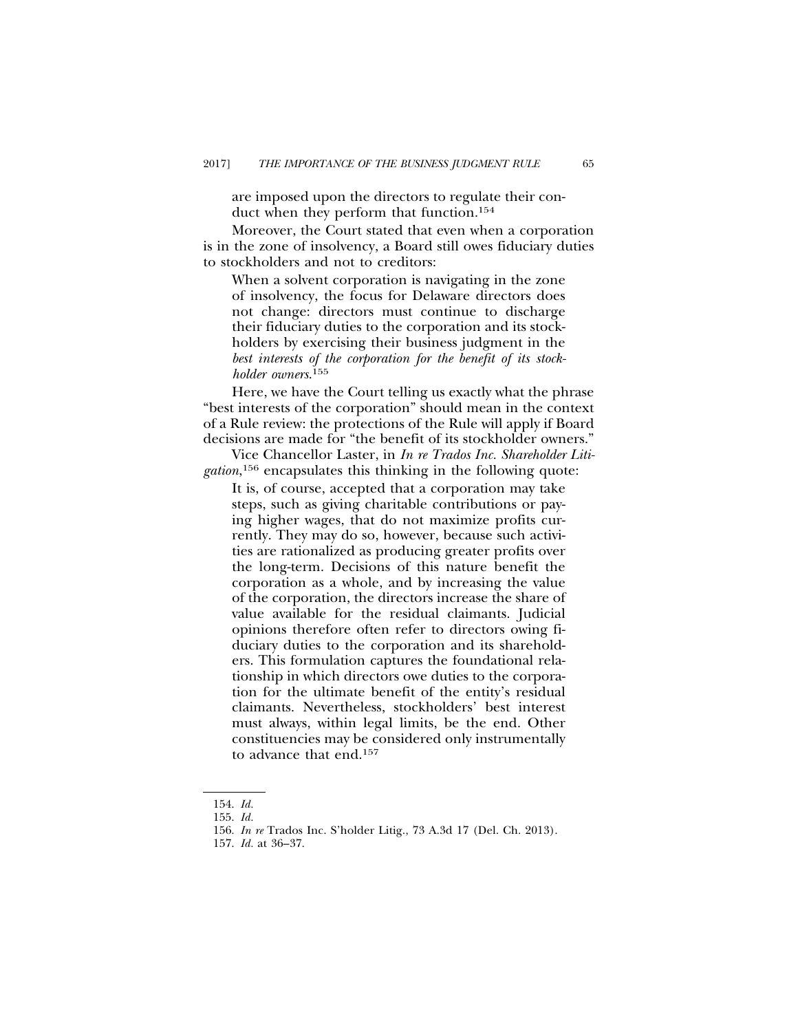> are imposed upon the directors to regulate their conduct when they perform that function.[154]

Moreover, the Court stated that even when a corporation is in the zone of insolvency, a Board still owes fiduciary duties to stockholders and not to creditors:

> When a solvent corporation is navigating in the zone of insolvency, the focus for Delaware directors does not change: directors must continue to discharge their fiduciary duties to the corporation and its stockholders by exercising their business judgment in the *best interests of the corporation for the benefit of its stockholder owners*.[155]

Here, we have the Court telling us exactly what the phrase "best interests of the corporation" should mean in the context of a Rule review: the protections of the Rule will apply if Board decisions are made for "the benefit of its stockholder owners."

Vice Chancellor Laster, in *In re Trados Inc. Shareholder Litigation*,[156] encapsulates this thinking in the following quote:

> It is, of course, accepted that a corporation may take steps, such as giving charitable contributions or paying higher wages, that do not maximize profits currently. They may do so, however, because such activities are rationalized as producing greater profits over the long-term. Decisions of this nature benefit the corporation as a whole, and by increasing the value of the corporation, the directors increase the share of value available for the residual claimants. Judicial opinions therefore often refer to directors owing fiduciary duties to the corporation and its shareholders. This formulation captures the foundational relationship in which directors owe duties to the corporation for the ultimate benefit of the entity's residual claimants. Nevertheless, stockholders' best interest must always, within legal limits, be the end. Other constituencies may be considered only instrumentally to advance that end.[157]

---

154. *Id.*

155. *Id.*

156. *In re* Trados Inc. S'holder Litig., 73 A.3d 17 (Del. Ch. 2013).

157. *Id.* at 36–37.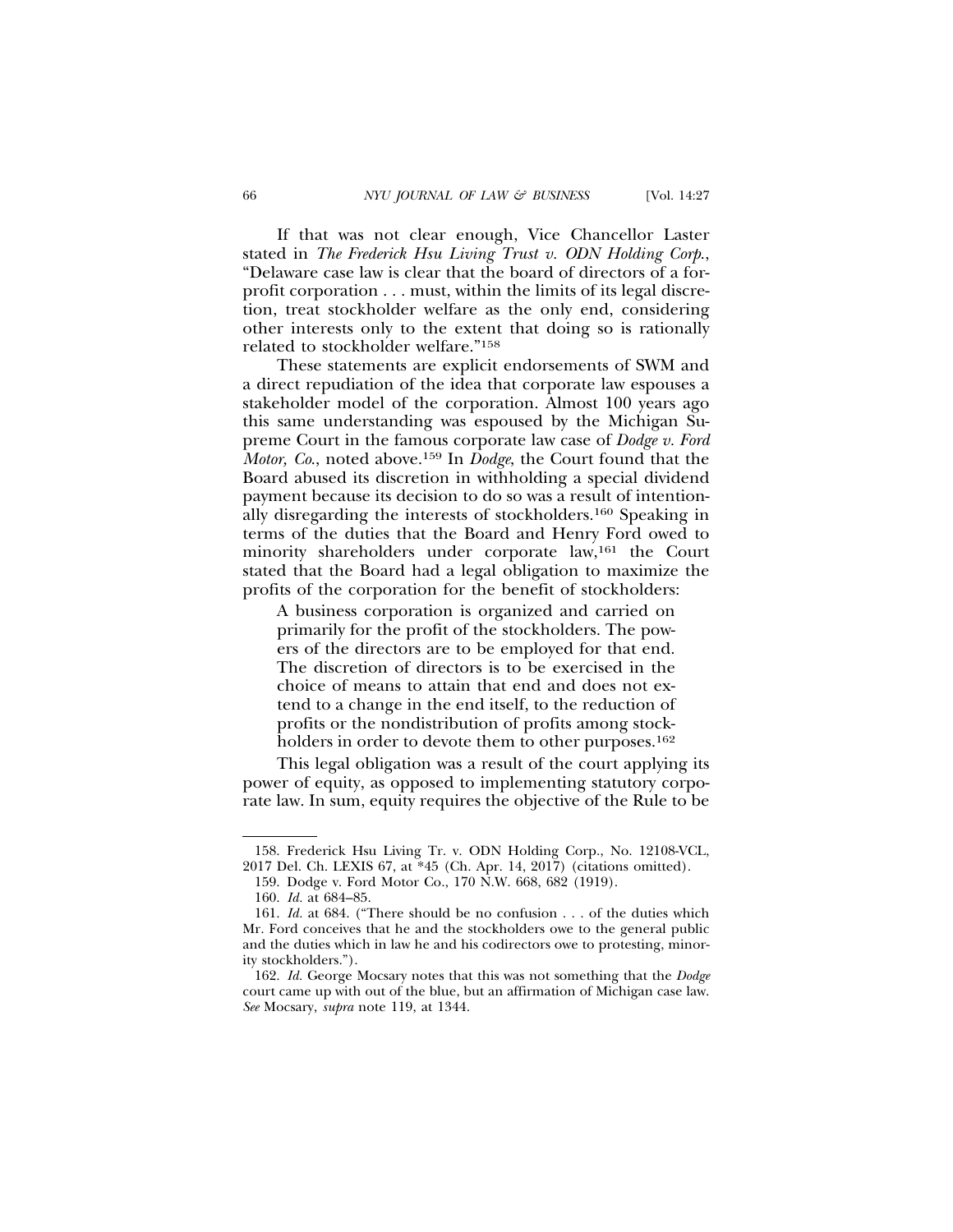If that was not clear enough, Vice Chancellor Laster stated in *The Frederick Hsu Living Trust v. ODN Holding Corp.*, "Delaware case law is clear that the board of directors of a for-profit corporation . . . must, within the limits of its legal discretion, treat stockholder welfare as the only end, considering other interests only to the extent that doing so is rationally related to stockholder welfare."[158]

These statements are explicit endorsements of SWM and a direct repudiation of the idea that corporate law espouses a stakeholder model of the corporation. Almost 100 years ago this same understanding was espoused by the Michigan Supreme Court in the famous corporate law case of *Dodge v. Ford Motor, Co.*, noted above.[159] In *Dodge*, the Court found that the Board abused its discretion in withholding a special dividend payment because its decision to do so was a result of intentionally disregarding the interests of stockholders.[160] Speaking in terms of the duties that the Board and Henry Ford owed to minority shareholders under corporate law,[161] the Court stated that the Board had a legal obligation to maximize the profits of the corporation for the benefit of stockholders:

> A business corporation is organized and carried on primarily for the profit of the stockholders. The powers of the directors are to be employed for that end. The discretion of directors is to be exercised in the choice of means to attain that end and does not extend to a change in the end itself, to the reduction of profits or the nondistribution of profits among stockholders in order to devote them to other purposes.[162]

This legal obligation was a result of the court applying its power of equity, as opposed to implementing statutory corporate law. In sum, equity requires the objective of the Rule to be

---

158. Frederick Hsu Living Tr. v. ODN Holding Corp., No. 12108-VCL, 2017 Del. Ch. LEXIS 67, at *45 (Ch. Apr. 14, 2017) (citations omitted).

159. Dodge v. Ford Motor Co., 170 N.W. 668, 682 (1919).

160. *Id.* at 684–85.

161. *Id.* at 684. ("There should be no confusion . . . of the duties which Mr. Ford conceives that he and the stockholders owe to the general public and the duties which in law he and his codirectors owe to protesting, minority stockholders.").

162. *Id.* George Mocsary notes that this was not something that the *Dodge* court came up with out of the blue, but an affirmation of Michigan case law. *See* Mocsary, *supra* note 119, at 1344.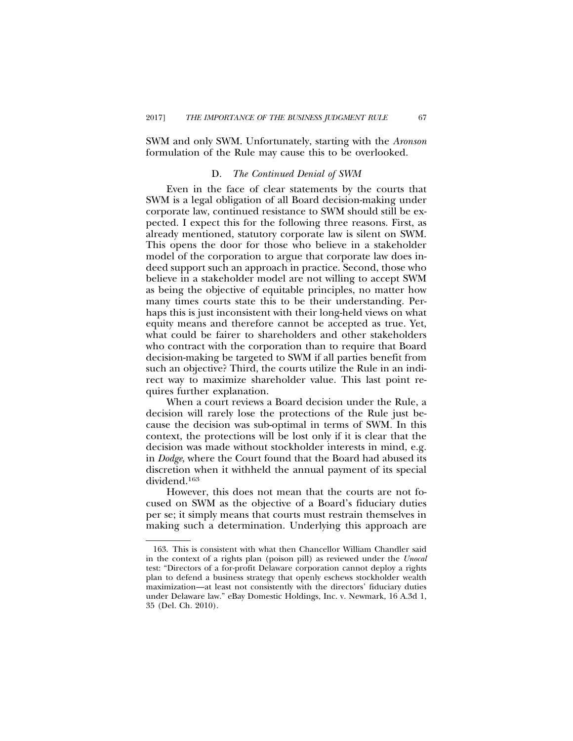SWM and only SWM. Unfortunately, starting with the *Aronson* formulation of the Rule may cause this to be overlooked.

### D. *The Continued Denial of SWM*

Even in the face of clear statements by the courts that SWM is a legal obligation of all Board decision-making under corporate law, continued resistance to SWM should still be expected. I expect this for the following three reasons. First, as already mentioned, statutory corporate law is silent on SWM. This opens the door for those who believe in a stakeholder model of the corporation to argue that corporate law does indeed support such an approach in practice. Second, those who believe in a stakeholder model are not willing to accept SWM as being the objective of equitable principles, no matter how many times courts state this to be their understanding. Perhaps this is just inconsistent with their long-held views on what equity means and therefore cannot be accepted as true. Yet, what could be fairer to shareholders and other stakeholders who contract with the corporation than to require that Board decision-making be targeted to SWM if all parties benefit from such an objective? Third, the courts utilize the Rule in an indirect way to maximize shareholder value. This last point requires further explanation.

When a court reviews a Board decision under the Rule, a decision will rarely lose the protections of the Rule just because the decision was sub-optimal in terms of SWM. In this context, the protections will be lost only if it is clear that the decision was made without stockholder interests in mind, e.g. in *Dodge*, where the Court found that the Board had abused its discretion when it withheld the annual payment of its special dividend.[163]

However, this does not mean that the courts are not focused on SWM as the objective of a Board's fiduciary duties per se; it simply means that courts must restrain themselves in making such a determination. Underlying this approach are

---

163. This is consistent with what then Chancellor William Chandler said in the context of a rights plan (poison pill) as reviewed under the *Unocal* test: "Directors of a for-profit Delaware corporation cannot deploy a rights plan to defend a business strategy that openly eschews stockholder wealth maximization—at least not consistently with the directors' fiduciary duties under Delaware law." eBay Domestic Holdings, Inc. v. Newmark, 16 A.3d 1, 35 (Del. Ch. 2010).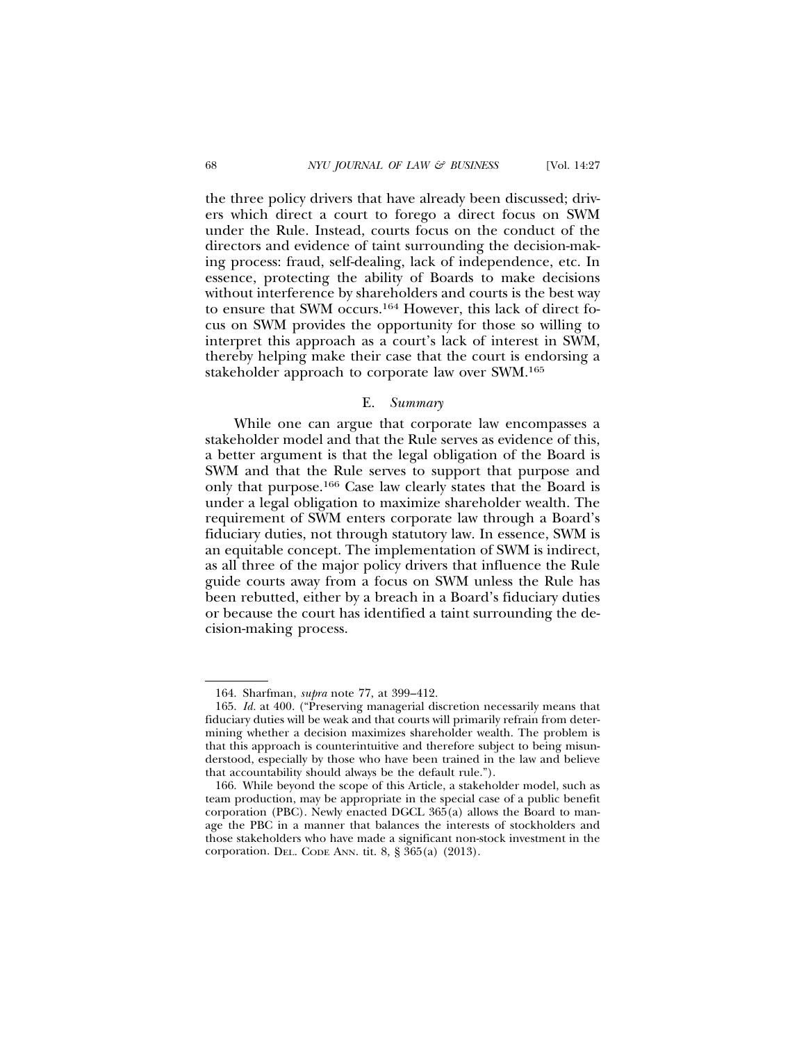the three policy drivers that have already been discussed; drivers which direct a court to forego a direct focus on SWM under the Rule. Instead, courts focus on the conduct of the directors and evidence of taint surrounding the decision-making process: fraud, self-dealing, lack of independence, etc. In essence, protecting the ability of Boards to make decisions without interference by shareholders and courts is the best way to ensure that SWM occurs.[164] However, this lack of direct focus on SWM provides the opportunity for those so willing to interpret this approach as a court's lack of interest in SWM, thereby helping make their case that the court is endorsing a stakeholder approach to corporate law over SWM.[165]

### E. *Summary*

While one can argue that corporate law encompasses a stakeholder model and that the Rule serves as evidence of this, a better argument is that the legal obligation of the Board is SWM and that the Rule serves to support that purpose and only that purpose.[166] Case law clearly states that the Board is under a legal obligation to maximize shareholder wealth. The requirement of SWM enters corporate law through a Board's fiduciary duties, not through statutory law. In essence, SWM is an equitable concept. The implementation of SWM is indirect, as all three of the major policy drivers that influence the Rule guide courts away from a focus on SWM unless the Rule has been rebutted, either by a breach in a Board's fiduciary duties or because the court has identified a taint surrounding the decision-making process.

---

164. Sharfman, *supra* note 77, at 399–412.

165. *Id.* at 400. ("Preserving managerial discretion necessarily means that fiduciary duties will be weak and that courts will primarily refrain from determining whether a decision maximizes shareholder wealth. The problem is that this approach is counterintuitive and therefore subject to being misunderstood, especially by those who have been trained in the law and believe that accountability should always be the default rule.").

166. While beyond the scope of this Article, a stakeholder model, such as team production, may be appropriate in the special case of a public benefit corporation (PBC). Newly enacted DGCL 365(a) allows the Board to manage the PBC in a manner that balances the interests of stockholders and those stakeholders who have made a significant non-stock investment in the corporation. DEL. CODE ANN. tit. 8, § 365(a) (2013).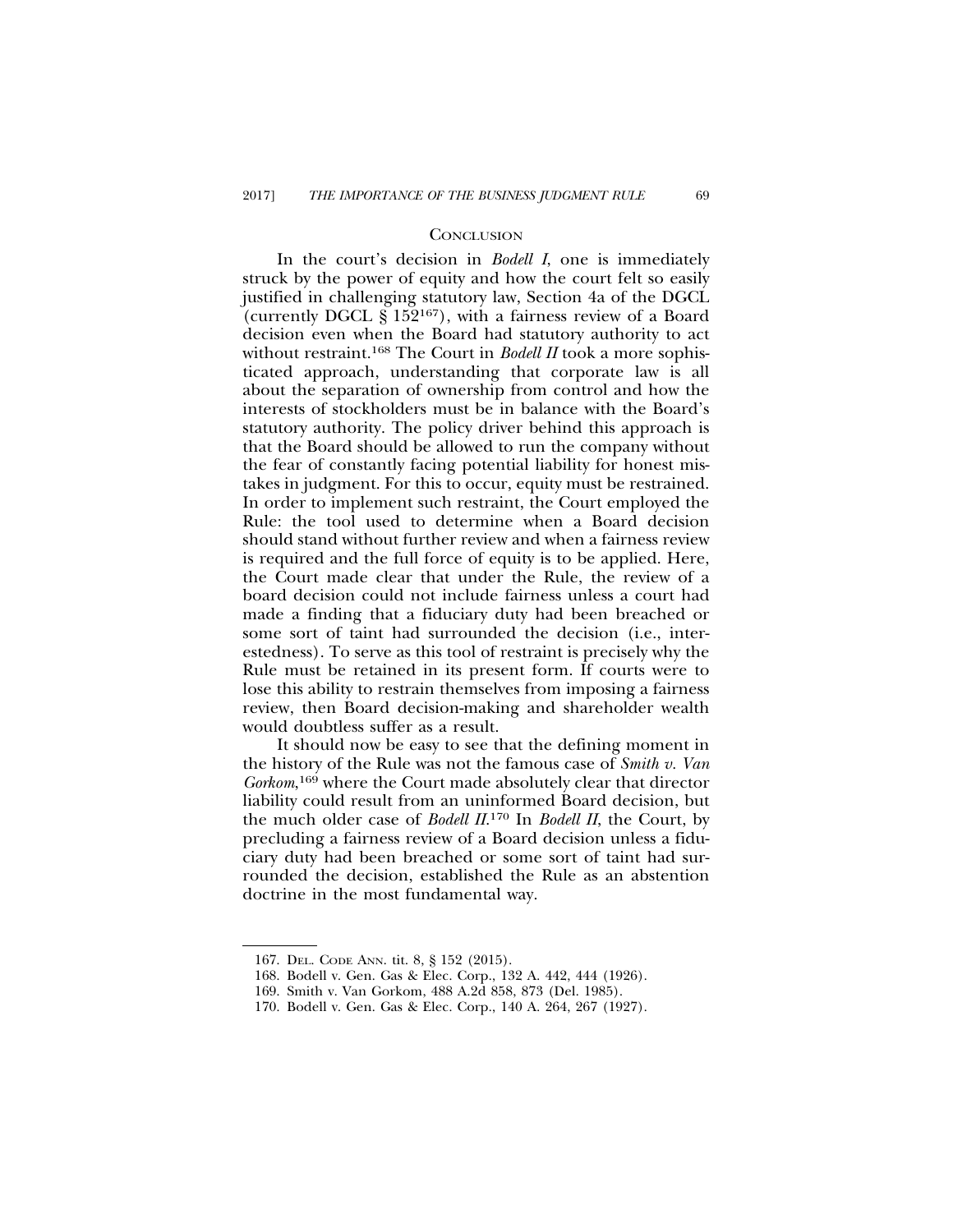## Conclusion

In the court's decision in *Bodell I*, one is immediately struck by the power of equity and how the court felt so easily justified in challenging statutory law, Section 4a of the DGCL (currently DGCL § 152[167]), with a fairness review of a Board decision even when the Board had statutory authority to act without restraint.[168] The Court in *Bodell II* took a more sophisticated approach, understanding that corporate law is all about the separation of ownership from control and how the interests of stockholders must be in balance with the Board's statutory authority. The policy driver behind this approach is that the Board should be allowed to run the company without the fear of constantly facing potential liability for honest mistakes in judgment. For this to occur, equity must be restrained. In order to implement such restraint, the Court employed the Rule: the tool used to determine when a Board decision should stand without further review and when a fairness review is required and the full force of equity is to be applied. Here, the Court made clear that under the Rule, the review of a board decision could not include fairness unless a court had made a finding that a fiduciary duty had been breached or some sort of taint had surrounded the decision (i.e., interestedness). To serve as this tool of restraint is precisely why the Rule must be retained in its present form. If courts were to lose this ability to restrain themselves from imposing a fairness review, then Board decision-making and shareholder wealth would doubtless suffer as a result.

It should now be easy to see that the defining moment in the history of the Rule was not the famous case of *Smith v. Van Gorkom*,[169] where the Court made absolutely clear that director liability could result from an uninformed Board decision, but the much older case of *Bodell II*.[170] In *Bodell II*, the Court, by precluding a fairness review of a Board decision unless a fiduciary duty had been breached or some sort of taint had surrounded the decision, established the Rule as an abstention doctrine in the most fundamental way.

167. Del. Code Ann. tit. 8, § 152 (2015).

168. Bodell v. Gen. Gas & Elec. Corp., 132 A. 442, 444 (1926).

169. Smith v. Van Gorkom, 488 A.2d 858, 873 (Del. 1985).

170. Bodell v. Gen. Gas & Elec. Corp., 140 A. 264, 267 (1927).